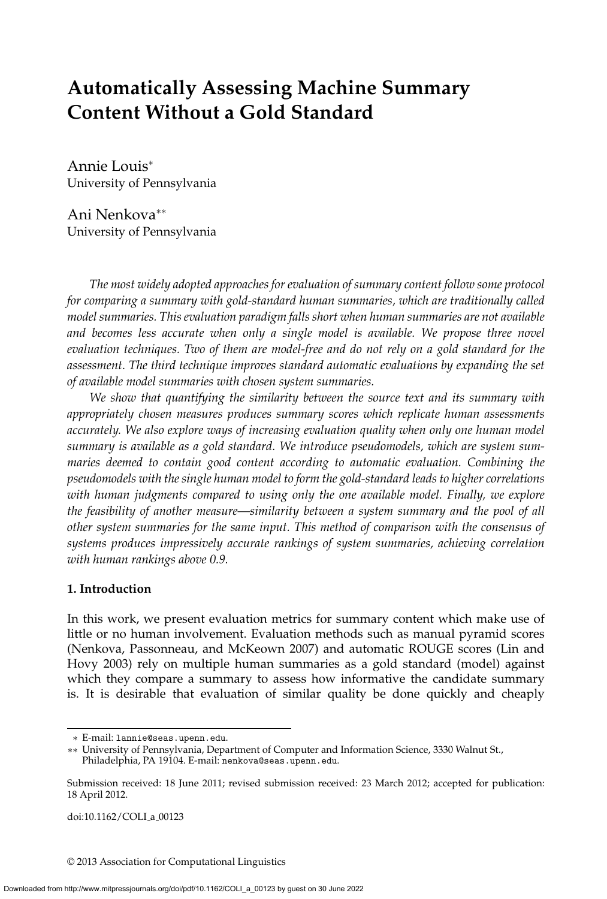# Automatically Assessing Machine Summary Content Without a Gold Standard

Annie Louis*
University of Pennsylvania

Ani Nenkova**
University of Pennsylvania

*The most widely adopted approaches for evaluation of summary content follow some protocol for comparing a summary with gold-standard human summaries, which are traditionally called model summaries. This evaluation paradigm falls short when human summaries are not available and becomes less accurate when only a single model is available. We propose three novel evaluation techniques. Two of them are model-free and do not rely on a gold standard for the assessment. The third technique improves standard automatic evaluations by expanding the set of available model summaries with chosen system summaries.*

*We show that quantifying the similarity between the source text and its summary with appropriately chosen measures produces summary scores which replicate human assessments accurately. We also explore ways of increasing evaluation quality when only one human model summary is available as a gold standard. We introduce pseudomodels, which are system summaries deemed to contain good content according to automatic evaluation. Combining the pseudomodels with the single human model to form the gold-standard leads to higher correlations with human judgments compared to using only the one available model. Finally, we explore the feasibility of another measure—similarity between a system summary and the pool of all other system summaries for the same input. This method of comparison with the consensus of systems produces impressively accurate rankings of system summaries, achieving correlation with human rankings above 0.9.*

## 1. Introduction

In this work, we present evaluation metrics for summary content which make use of little or no human involvement. Evaluation methods such as manual pyramid scores (Nenkova, Passonneau, and McKeown 2007) and automatic ROUGE scores (Lin and Hovy 2003) rely on multiple human summaries as a gold standard (model) against which they compare a summary to assess how informative the candidate summary is. It is desirable that evaluation of similar quality be done quickly and cheaply

* E-mail: lannie@seas.upenn.edu.

** University of Pennsylvania, Department of Computer and Information Science, 3330 Walnut St., Philadelphia, PA 19104. E-mail: nenkova@seas.upenn.edu.

Submission received: 18 June 2011; revised submission received: 23 March 2012; accepted for publication: 18 April 2012.

doi:10.1162/COLI_a_00123

© 2013 Association for Computational Linguistics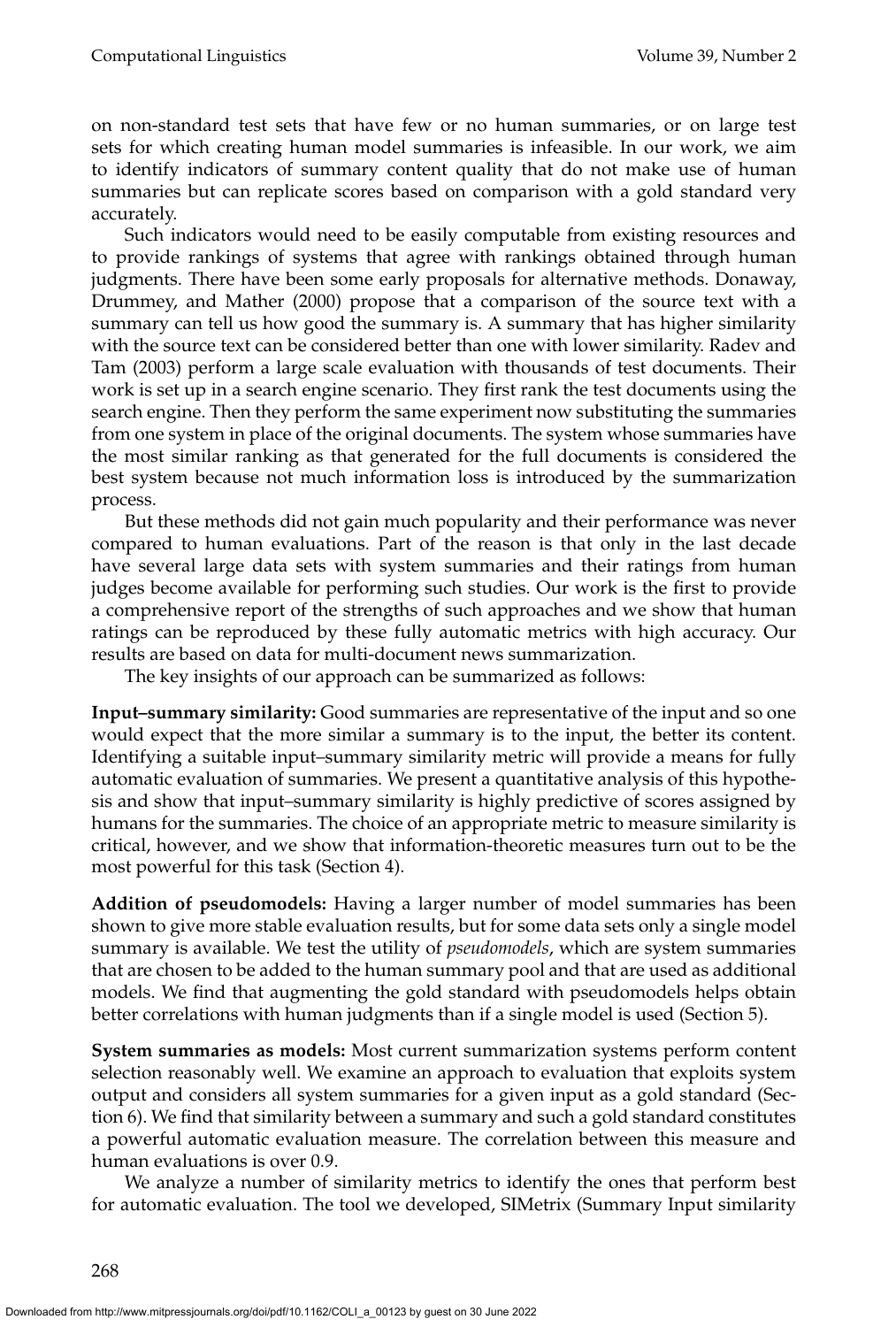on non-standard test sets that have few or no human summaries, or on large test sets for which creating human model summaries is infeasible. In our work, we aim to identify indicators of summary content quality that do not make use of human summaries but can replicate scores based on comparison with a gold standard very accurately.

Such indicators would need to be easily computable from existing resources and to provide rankings of systems that agree with rankings obtained through human judgments. There have been some early proposals for alternative methods. Donaway, Drummey, and Mather (2000) propose that a comparison of the source text with a summary can tell us how good the summary is. A summary that has higher similarity with the source text can be considered better than one with lower similarity. Radev and Tam (2003) perform a large scale evaluation with thousands of test documents. Their work is set up in a search engine scenario. They first rank the test documents using the search engine. Then they perform the same experiment now substituting the summaries from one system in place of the original documents. The system whose summaries have the most similar ranking as that generated for the full documents is considered the best system because not much information loss is introduced by the summarization process.

But these methods did not gain much popularity and their performance was never compared to human evaluations. Part of the reason is that only in the last decade have several large data sets with system summaries and their ratings from human judges become available for performing such studies. Our work is the first to provide a comprehensive report of the strengths of such approaches and we show that human ratings can be reproduced by these fully automatic metrics with high accuracy. Our results are based on data for multi-document news summarization.

The key insights of our approach can be summarized as follows:

**Input–summary similarity:** Good summaries are representative of the input and so one would expect that the more similar a summary is to the input, the better its content. Identifying a suitable input–summary similarity metric will provide a means for fully automatic evaluation of summaries. We present a quantitative analysis of this hypothesis and show that input–summary similarity is highly predictive of scores assigned by humans for the summaries. The choice of an appropriate metric to measure similarity is critical, however, and we show that information-theoretic measures turn out to be the most powerful for this task (Section 4).

**Addition of pseudomodels:** Having a larger number of model summaries has been shown to give more stable evaluation results, but for some data sets only a single model summary is available. We test the utility of *pseudomodels*, which are system summaries that are chosen to be added to the human summary pool and that are used as additional models. We find that augmenting the gold standard with pseudomodels helps obtain better correlations with human judgments than if a single model is used (Section 5).

**System summaries as models:** Most current summarization systems perform content selection reasonably well. We examine an approach to evaluation that exploits system output and considers all system summaries for a given input as a gold standard (Section 6). We find that similarity between a summary and such a gold standard constitutes a powerful automatic evaluation measure. The correlation between this measure and human evaluations is over 0.9.

We analyze a number of similarity metrics to identify the ones that perform best for automatic evaluation. The tool we developed, SIMetrix (Summary Input similarity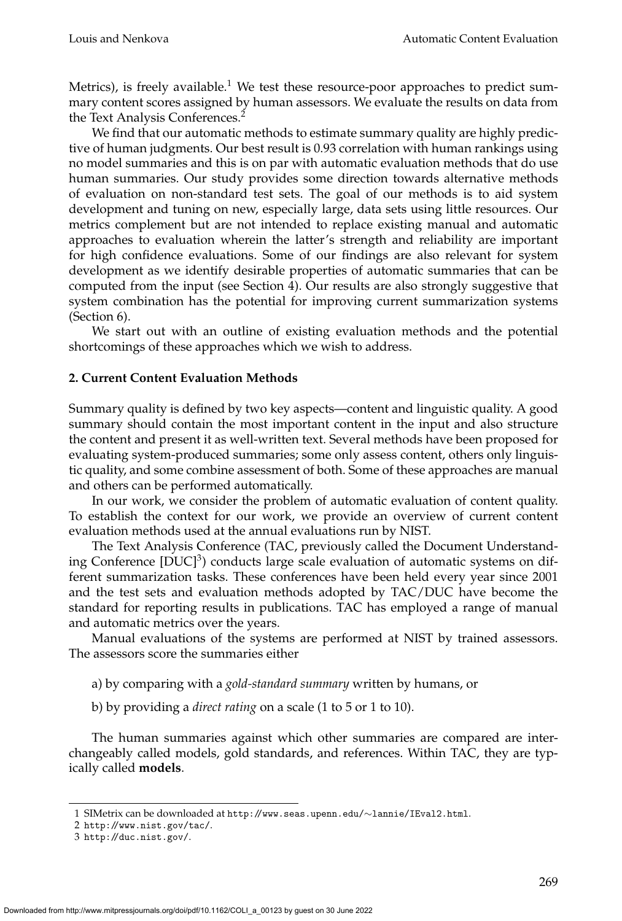Metrics), is freely available.[1] We test these resource-poor approaches to predict summary content scores assigned by human assessors. We evaluate the results on data from the Text Analysis Conferences.[2]

We find that our automatic methods to estimate summary quality are highly predictive of human judgments. Our best result is 0.93 correlation with human rankings using no model summaries and this is on par with automatic evaluation methods that do use human summaries. Our study provides some direction towards alternative methods of evaluation on non-standard test sets. The goal of our methods is to aid system development and tuning on new, especially large, data sets using little resources. Our metrics complement but are not intended to replace existing manual and automatic approaches to evaluation wherein the latter's strength and reliability are important for high confidence evaluations. Some of our findings are also relevant for system development as we identify desirable properties of automatic summaries that can be computed from the input (see Section 4). Our results are also strongly suggestive that system combination has the potential for improving current summarization systems (Section 6).

We start out with an outline of existing evaluation methods and the potential shortcomings of these approaches which we wish to address.

## 2. Current Content Evaluation Methods

Summary quality is defined by two key aspects—content and linguistic quality. A good summary should contain the most important content in the input and also structure the content and present it as well-written text. Several methods have been proposed for evaluating system-produced summaries; some only assess content, others only linguistic quality, and some combine assessment of both. Some of these approaches are manual and others can be performed automatically.

In our work, we consider the problem of automatic evaluation of content quality. To establish the context for our work, we provide an overview of current content evaluation methods used at the annual evaluations run by NIST.

The Text Analysis Conference (TAC, previously called the Document Understanding Conference [DUC][3]) conducts large scale evaluation of automatic systems on different summarization tasks. These conferences have been held every year since 2001 and the test sets and evaluation methods adopted by TAC/DUC have become the standard for reporting results in publications. TAC has employed a range of manual and automatic metrics over the years.

Manual evaluations of the systems are performed at NIST by trained assessors. The assessors score the summaries either

a) by comparing with a *gold-standard summary* written by humans, or

b) by providing a *direct rating* on a scale (1 to 5 or 1 to 10).

The human summaries against which other summaries are compared are interchangeably called models, gold standards, and references. Within TAC, they are typically called **models**.

---

1 SIMetrix can be downloaded at http://www.seas.upenn.edu/~lannie/IEval2.html.

2 http://www.nist.gov/tac/.

3 http://duc.nist.gov/.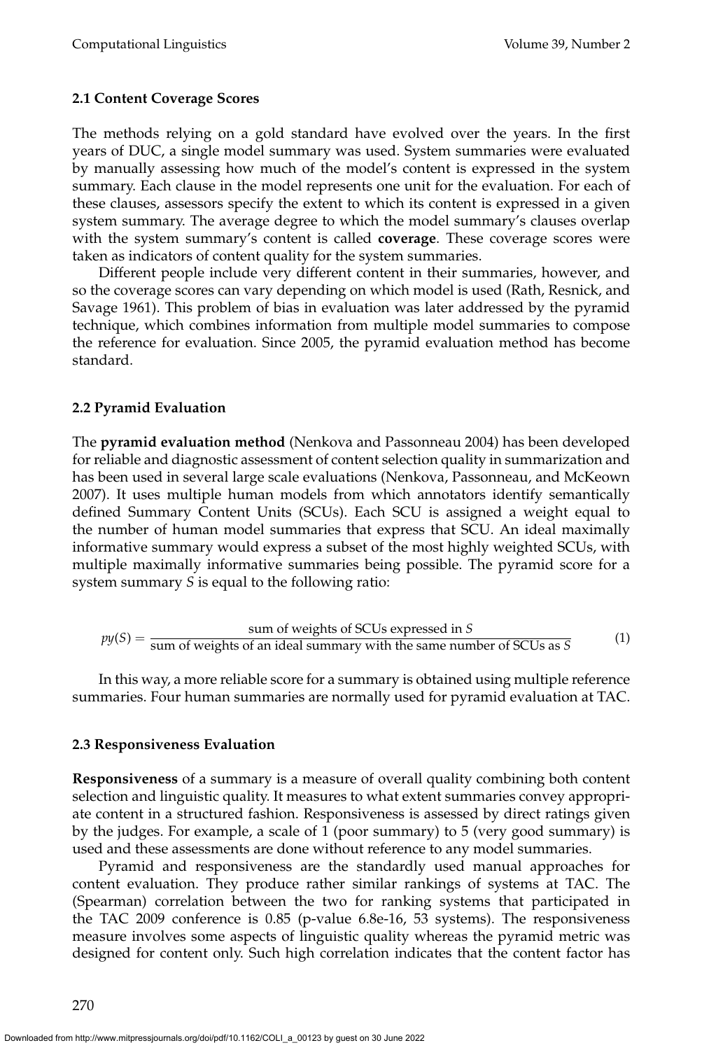### 2.1 Content Coverage Scores

The methods relying on a gold standard have evolved over the years. In the first years of DUC, a single model summary was used. System summaries were evaluated by manually assessing how much of the model's content is expressed in the system summary. Each clause in the model represents one unit for the evaluation. For each of these clauses, assessors specify the extent to which its content is expressed in a given system summary. The average degree to which the model summary's clauses overlap with the system summary's content is called **coverage**. These coverage scores were taken as indicators of content quality for the system summaries.

Different people include very different content in their summaries, however, and so the coverage scores can vary depending on which model is used (Rath, Resnick, and Savage 1961). This problem of bias in evaluation was later addressed by the pyramid technique, which combines information from multiple model summaries to compose the reference for evaluation. Since 2005, the pyramid evaluation method has become standard.

### 2.2 Pyramid Evaluation

The **pyramid evaluation method** (Nenkova and Passonneau 2004) has been developed for reliable and diagnostic assessment of content selection quality in summarization and has been used in several large scale evaluations (Nenkova, Passonneau, and McKeown 2007). It uses multiple human models from which annotators identify semantically defined Summary Content Units (SCUs). Each SCU is assigned a weight equal to the number of human model summaries that express that SCU. An ideal maximally informative summary would express a subset of the most highly weighted SCUs, with multiple maximally informative summaries being possible. The pyramid score for a system summary $S$ is equal to the following ratio:

$$py(S) = \frac{\text{sum of weights of SCUs expressed in } S}{\text{sum of weights of an ideal summary with the same number of SCUs as } S} \tag{1}$$

In this way, a more reliable score for a summary is obtained using multiple reference summaries. Four human summaries are normally used for pyramid evaluation at TAC.

### 2.3 Responsiveness Evaluation

**Responsiveness** of a summary is a measure of overall quality combining both content selection and linguistic quality. It measures to what extent summaries convey appropriate content in a structured fashion. Responsiveness is assessed by direct ratings given by the judges. For example, a scale of 1 (poor summary) to 5 (very good summary) is used and these assessments are done without reference to any model summaries.

Pyramid and responsiveness are the standardly used manual approaches for content evaluation. They produce rather similar rankings of systems at TAC. The (Spearman) correlation between the two for ranking systems that participated in the TAC 2009 conference is 0.85 (p-value 6.8e-16, 53 systems). The responsiveness measure involves some aspects of linguistic quality whereas the pyramid metric was designed for content only. Such high correlation indicates that the content factor has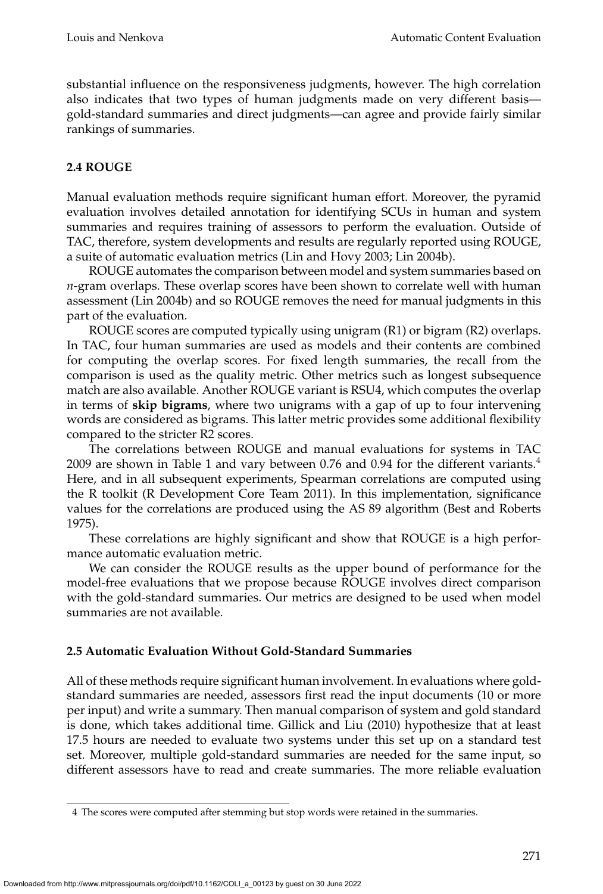substantial influence on the responsiveness judgments, however. The high correlation also indicates that two types of human judgments made on very different basis—gold-standard summaries and direct judgments—can agree and provide fairly similar rankings of summaries.

### 2.4 ROUGE

Manual evaluation methods require significant human effort. Moreover, the pyramid evaluation involves detailed annotation for identifying SCUs in human and system summaries and requires training of assessors to perform the evaluation. Outside of TAC, therefore, system developments and results are regularly reported using ROUGE, a suite of automatic evaluation metrics (Lin and Hovy 2003; Lin 2004b).

ROUGE automates the comparison between model and system summaries based on *n*-gram overlaps. These overlap scores have been shown to correlate well with human assessment (Lin 2004b) and so ROUGE removes the need for manual judgments in this part of the evaluation.

ROUGE scores are computed typically using unigram (R1) or bigram (R2) overlaps. In TAC, four human summaries are used as models and their contents are combined for computing the overlap scores. For fixed length summaries, the recall from the comparison is used as the quality metric. Other metrics such as longest subsequence match are also available. Another ROUGE variant is RSU4, which computes the overlap in terms of **skip bigrams**, where two unigrams with a gap of up to four intervening words are considered as bigrams. This latter metric provides some additional flexibility compared to the stricter R2 scores.

The correlations between ROUGE and manual evaluations for systems in TAC 2009 are shown in Table 1 and vary between 0.76 and 0.94 for the different variants.[4] Here, and in all subsequent experiments, Spearman correlations are computed using the R toolkit (R Development Core Team 2011). In this implementation, significance values for the correlations are produced using the AS 89 algorithm (Best and Roberts 1975).

These correlations are highly significant and show that ROUGE is a high performance automatic evaluation metric.

We can consider the ROUGE results as the upper bound of performance for the model-free evaluations that we propose because ROUGE involves direct comparison with the gold-standard summaries. Our metrics are designed to be used when model summaries are not available.

### 2.5 Automatic Evaluation Without Gold-Standard Summaries

All of these methods require significant human involvement. In evaluations where gold-standard summaries are needed, assessors first read the input documents (10 or more per input) and write a summary. Then manual comparison of system and gold standard is done, which takes additional time. Gillick and Liu (2010) hypothesize that at least 17.5 hours are needed to evaluate two systems under this set up on a standard test set. Moreover, multiple gold-standard summaries are needed for the same input, so different assessors have to read and create summaries. The more reliable evaluation

4 The scores were computed after stemming but stop words were retained in the summaries.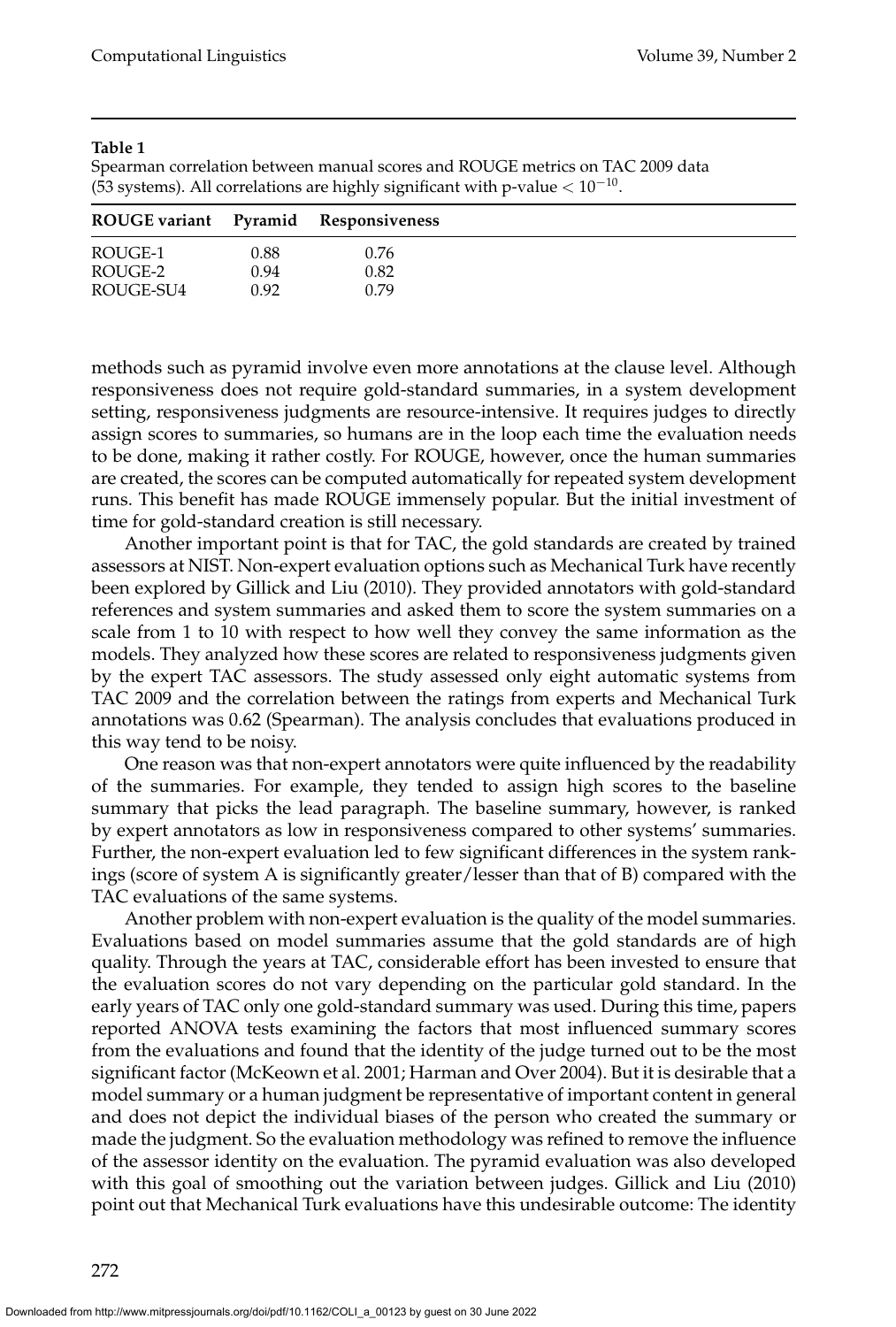**Table 1**
Spearman correlation between manual scores and ROUGE metrics on TAC 2009 data (53 systems). All correlations are highly significant with p-value $< 10^{-10}$.

| ROUGE variant | Pyramid | Responsiveness |
|---|---|---|
| ROUGE-1 | 0.88 | 0.76 |
| ROUGE-2 | 0.94 | 0.82 |
| ROUGE-SU4 | 0.92 | 0.79 |

methods such as pyramid involve even more annotations at the clause level. Although responsiveness does not require gold-standard summaries, in a system development setting, responsiveness judgments are resource-intensive. It requires judges to directly assign scores to summaries, so humans are in the loop each time the evaluation needs to be done, making it rather costly. For ROUGE, however, once the human summaries are created, the scores can be computed automatically for repeated system development runs. This benefit has made ROUGE immensely popular. But the initial investment of time for gold-standard creation is still necessary.

Another important point is that for TAC, the gold standards are created by trained assessors at NIST. Non-expert evaluation options such as Mechanical Turk have recently been explored by Gillick and Liu (2010). They provided annotators with gold-standard references and system summaries and asked them to score the system summaries on a scale from 1 to 10 with respect to how well they convey the same information as the models. They analyzed how these scores are related to responsiveness judgments given by the expert TAC assessors. The study assessed only eight automatic systems from TAC 2009 and the correlation between the ratings from experts and Mechanical Turk annotations was 0.62 (Spearman). The analysis concludes that evaluations produced in this way tend to be noisy.

One reason was that non-expert annotators were quite influenced by the readability of the summaries. For example, they tended to assign high scores to the baseline summary that picks the lead paragraph. The baseline summary, however, is ranked by expert annotators as low in responsiveness compared to other systems' summaries. Further, the non-expert evaluation led to few significant differences in the system rankings (score of system A is significantly greater/lesser than that of B) compared with the TAC evaluations of the same systems.

Another problem with non-expert evaluation is the quality of the model summaries. Evaluations based on model summaries assume that the gold standards are of high quality. Through the years at TAC, considerable effort has been invested to ensure that the evaluation scores do not vary depending on the particular gold standard. In the early years of TAC only one gold-standard summary was used. During this time, papers reported ANOVA tests examining the factors that most influenced summary scores from the evaluations and found that the identity of the judge turned out to be the most significant factor (McKeown et al. 2001; Harman and Over 2004). But it is desirable that a model summary or a human judgment be representative of important content in general and does not depict the individual biases of the person who created the summary or made the judgment. So the evaluation methodology was refined to remove the influence of the assessor identity on the evaluation. The pyramid evaluation was also developed with this goal of smoothing out the variation between judges. Gillick and Liu (2010) point out that Mechanical Turk evaluations have this undesirable outcome: The identity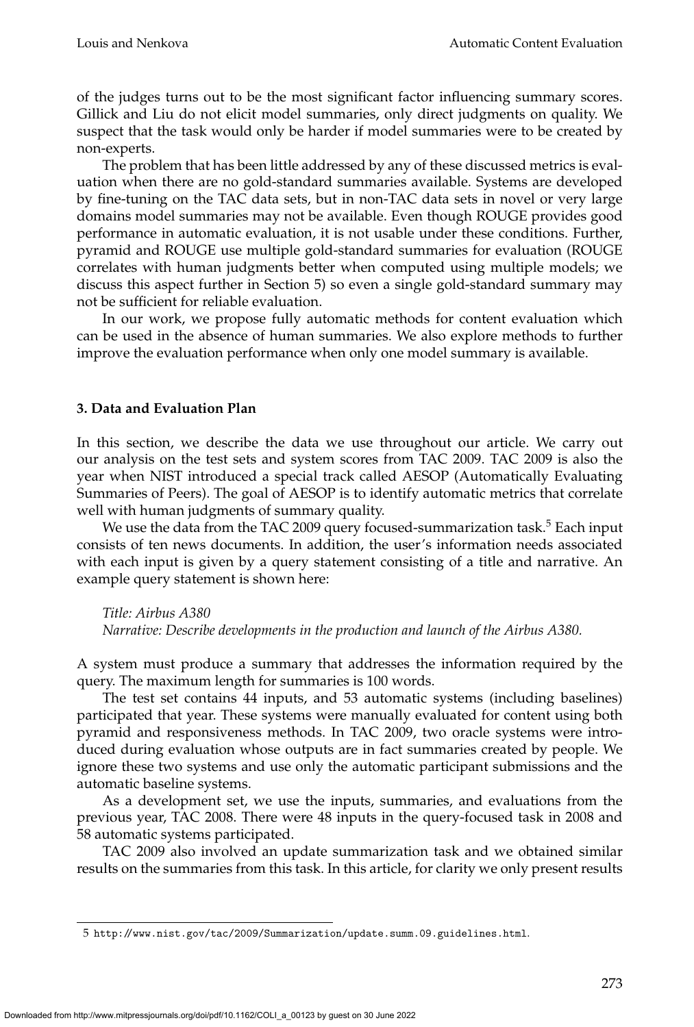of the judges turns out to be the most significant factor influencing summary scores. Gillick and Liu do not elicit model summaries, only direct judgments on quality. We suspect that the task would only be harder if model summaries were to be created by non-experts.

The problem that has been little addressed by any of these discussed metrics is evaluation when there are no gold-standard summaries available. Systems are developed by fine-tuning on the TAC data sets, but in non-TAC data sets in novel or very large domains model summaries may not be available. Even though ROUGE provides good performance in automatic evaluation, it is not usable under these conditions. Further, pyramid and ROUGE use multiple gold-standard summaries for evaluation (ROUGE correlates with human judgments better when computed using multiple models; we discuss this aspect further in Section 5) so even a single gold-standard summary may not be sufficient for reliable evaluation.

In our work, we propose fully automatic methods for content evaluation which can be used in the absence of human summaries. We also explore methods to further improve the evaluation performance when only one model summary is available.

## 3. Data and Evaluation Plan

In this section, we describe the data we use throughout our article. We carry out our analysis on the test sets and system scores from TAC 2009. TAC 2009 is also the year when NIST introduced a special track called AESOP (Automatically Evaluating Summaries of Peers). The goal of AESOP is to identify automatic metrics that correlate well with human judgments of summary quality.

We use the data from the TAC 2009 query focused-summarization task.[5] Each input consists of ten news documents. In addition, the user's information needs associated with each input is given by a query statement consisting of a title and narrative. An example query statement is shown here:

> *Title: Airbus A380*
> *Narrative: Describe developments in the production and launch of the Airbus A380.*

A system must produce a summary that addresses the information required by the query. The maximum length for summaries is 100 words.

The test set contains 44 inputs, and 53 automatic systems (including baselines) participated that year. These systems were manually evaluated for content using both pyramid and responsiveness methods. In TAC 2009, two oracle systems were introduced during evaluation whose outputs are in fact summaries created by people. We ignore these two systems and use only the automatic participant submissions and the automatic baseline systems.

As a development set, we use the inputs, summaries, and evaluations from the previous year, TAC 2008. There were 48 inputs in the query-focused task in 2008 and 58 automatic systems participated.

TAC 2009 also involved an update summarization task and we obtained similar results on the summaries from this task. In this article, for clarity we only present results

5 http://www.nist.gov/tac/2009/Summarization/update.summ.09.guidelines.html.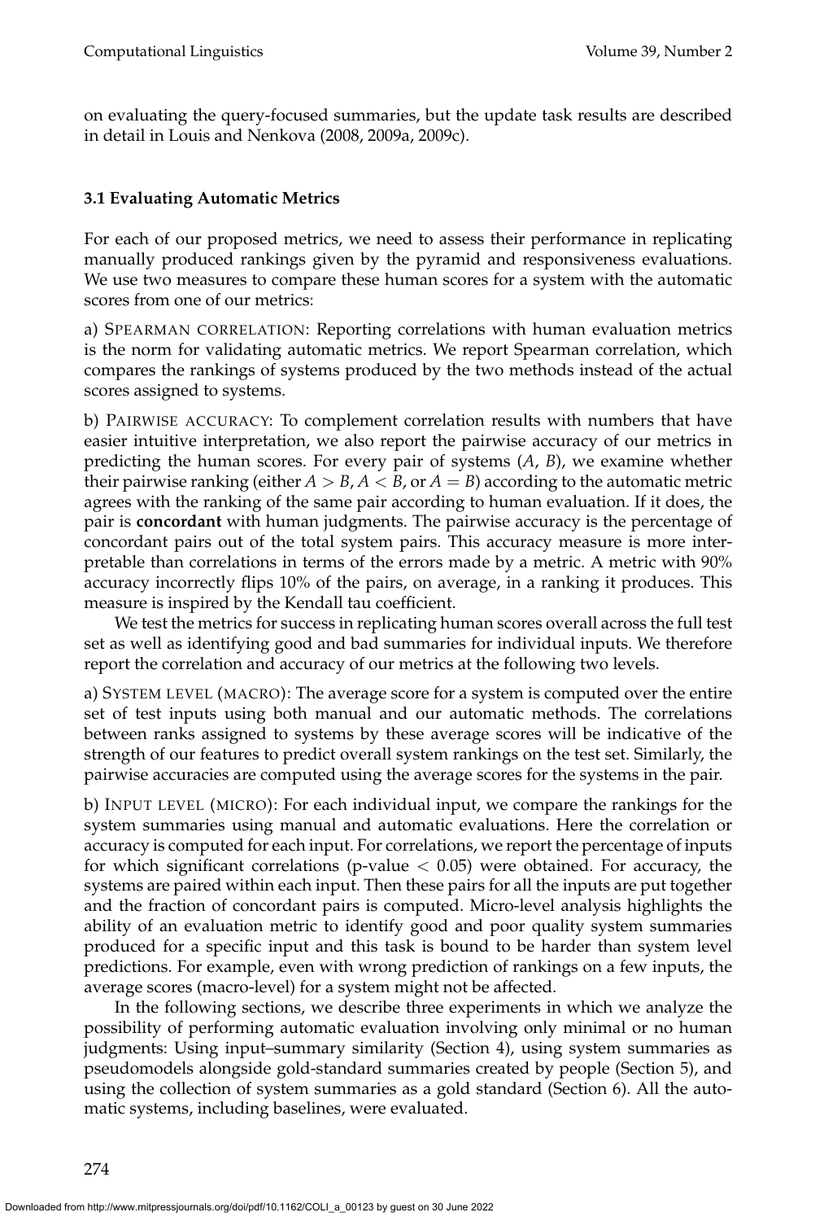on evaluating the query-focused summaries, but the update task results are described in detail in Louis and Nenkova (2008, 2009a, 2009c).

### 3.1 Evaluating Automatic Metrics

For each of our proposed metrics, we need to assess their performance in replicating manually produced rankings given by the pyramid and responsiveness evaluations. We use two measures to compare these human scores for a system with the automatic scores from one of our metrics:

a) SPEARMAN CORRELATION: Reporting correlations with human evaluation metrics is the norm for validating automatic metrics. We report Spearman correlation, which compares the rankings of systems produced by the two methods instead of the actual scores assigned to systems.

b) PAIRWISE ACCURACY: To complement correlation results with numbers that have easier intuitive interpretation, we also report the pairwise accuracy of our metrics in predicting the human scores. For every pair of systems ($A$, $B$), we examine whether their pairwise ranking (either $A > B$, $A < B$, or $A = B$) according to the automatic metric agrees with the ranking of the same pair according to human evaluation. If it does, the pair is **concordant** with human judgments. The pairwise accuracy is the percentage of concordant pairs out of the total system pairs. This accuracy measure is more interpretable than correlations in terms of the errors made by a metric. A metric with 90% accuracy incorrectly flips 10% of the pairs, on average, in a ranking it produces. This measure is inspired by the Kendall tau coefficient.

We test the metrics for success in replicating human scores overall across the full test set as well as identifying good and bad summaries for individual inputs. We therefore report the correlation and accuracy of our metrics at the following two levels.

a) SYSTEM LEVEL (MACRO): The average score for a system is computed over the entire set of test inputs using both manual and our automatic methods. The correlations between ranks assigned to systems by these average scores will be indicative of the strength of our features to predict overall system rankings on the test set. Similarly, the pairwise accuracies are computed using the average scores for the systems in the pair.

b) INPUT LEVEL (MICRO): For each individual input, we compare the rankings for the system summaries using manual and automatic evaluations. Here the correlation or accuracy is computed for each input. For correlations, we report the percentage of inputs for which significant correlations (p-value $< 0.05$) were obtained. For accuracy, the systems are paired within each input. Then these pairs for all the inputs are put together and the fraction of concordant pairs is computed. Micro-level analysis highlights the ability of an evaluation metric to identify good and poor quality system summaries produced for a specific input and this task is bound to be harder than system level predictions. For example, even with wrong prediction of rankings on a few inputs, the average scores (macro-level) for a system might not be affected.

In the following sections, we describe three experiments in which we analyze the possibility of performing automatic evaluation involving only minimal or no human judgments: Using input–summary similarity (Section 4), using system summaries as pseudomodels alongside gold-standard summaries created by people (Section 5), and using the collection of system summaries as a gold standard (Section 6). All the automatic systems, including baselines, were evaluated.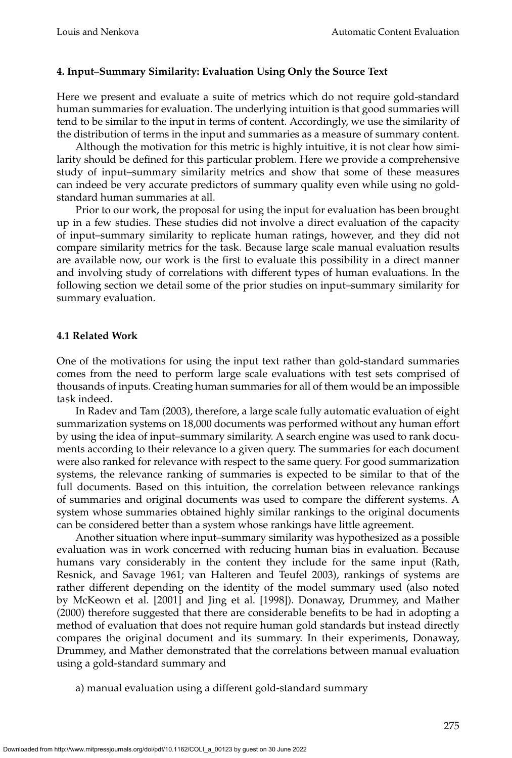### 4. Input–Summary Similarity: Evaluation Using Only the Source Text

Here we present and evaluate a suite of metrics which do not require gold-standard human summaries for evaluation. The underlying intuition is that good summaries will tend to be similar to the input in terms of content. Accordingly, we use the similarity of the distribution of terms in the input and summaries as a measure of summary content.

Although the motivation for this metric is highly intuitive, it is not clear how similarity should be defined for this particular problem. Here we provide a comprehensive study of input–summary similarity metrics and show that some of these measures can indeed be very accurate predictors of summary quality even while using no gold-standard human summaries at all.

Prior to our work, the proposal for using the input for evaluation has been brought up in a few studies. These studies did not involve a direct evaluation of the capacity of input–summary similarity to replicate human ratings, however, and they did not compare similarity metrics for the task. Because large scale manual evaluation results are available now, our work is the first to evaluate this possibility in a direct manner and involving study of correlations with different types of human evaluations. In the following section we detail some of the prior studies on input–summary similarity for summary evaluation.

#### 4.1 Related Work

One of the motivations for using the input text rather than gold-standard summaries comes from the need to perform large scale evaluations with test sets comprised of thousands of inputs. Creating human summaries for all of them would be an impossible task indeed.

In Radev and Tam (2003), therefore, a large scale fully automatic evaluation of eight summarization systems on 18,000 documents was performed without any human effort by using the idea of input–summary similarity. A search engine was used to rank documents according to their relevance to a given query. The summaries for each document were also ranked for relevance with respect to the same query. For good summarization systems, the relevance ranking of summaries is expected to be similar to that of the full documents. Based on this intuition, the correlation between relevance rankings of summaries and original documents was used to compare the different systems. A system whose summaries obtained highly similar rankings to the original documents can be considered better than a system whose rankings have little agreement.

Another situation where input–summary similarity was hypothesized as a possible evaluation was in work concerned with reducing human bias in evaluation. Because humans vary considerably in the content they include for the same input (Rath, Resnick, and Savage 1961; van Halteren and Teufel 2003), rankings of systems are rather different depending on the identity of the model summary used (also noted by McKeown et al. [2001] and Jing et al. [1998]). Donaway, Drummey, and Mather (2000) therefore suggested that there are considerable benefits to be had in adopting a method of evaluation that does not require human gold standards but instead directly compares the original document and its summary. In their experiments, Donaway, Drummey, and Mather demonstrated that the correlations between manual evaluation using a gold-standard summary and

a) manual evaluation using a different gold-standard summary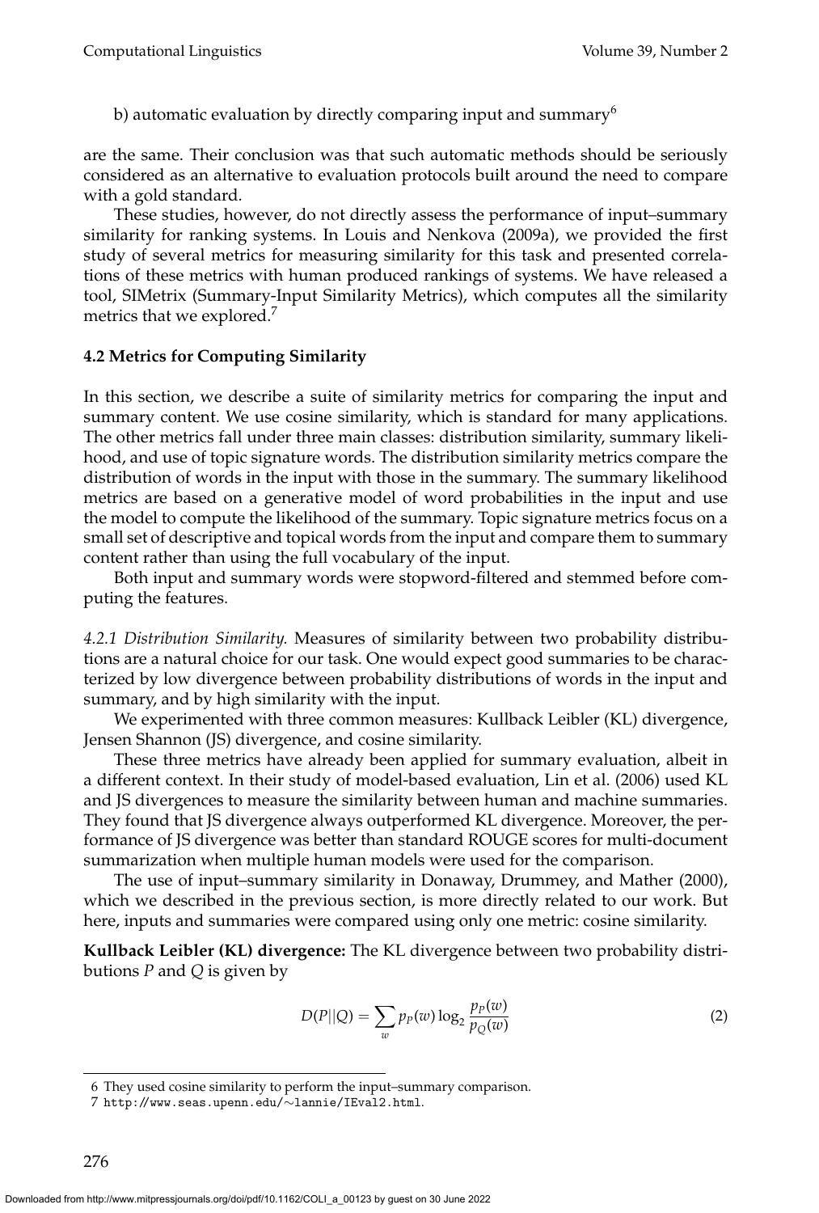b) automatic evaluation by directly comparing input and summary[6]

are the same. Their conclusion was that such automatic methods should be seriously considered as an alternative to evaluation protocols built around the need to compare with a gold standard.

These studies, however, do not directly assess the performance of input–summary similarity for ranking systems. In Louis and Nenkova (2009a), we provided the first study of several metrics for measuring similarity for this task and presented correlations of these metrics with human produced rankings of systems. We have released a tool, SIMetrix (Summary-Input Similarity Metrics), which computes all the similarity metrics that we explored.[7]

### 4.2 Metrics for Computing Similarity

In this section, we describe a suite of similarity metrics for comparing the input and summary content. We use cosine similarity, which is standard for many applications. The other metrics fall under three main classes: distribution similarity, summary likelihood, and use of topic signature words. The distribution similarity metrics compare the distribution of words in the input with those in the summary. The summary likelihood metrics are based on a generative model of word probabilities in the input and use the model to compute the likelihood of the summary. Topic signature metrics focus on a small set of descriptive and topical words from the input and compare them to summary content rather than using the full vocabulary of the input.

Both input and summary words were stopword-filtered and stemmed before computing the features.

*4.2.1 Distribution Similarity.* Measures of similarity between two probability distributions are a natural choice for our task. One would expect good summaries to be characterized by low divergence between probability distributions of words in the input and summary, and by high similarity with the input.

We experimented with three common measures: Kullback Leibler (KL) divergence, Jensen Shannon (JS) divergence, and cosine similarity.

These three metrics have already been applied for summary evaluation, albeit in a different context. In their study of model-based evaluation, Lin et al. (2006) used KL and JS divergences to measure the similarity between human and machine summaries. They found that JS divergence always outperformed KL divergence. Moreover, the performance of JS divergence was better than standard ROUGE scores for multi-document summarization when multiple human models were used for the comparison.

The use of input–summary similarity in Donaway, Drummey, and Mather (2000), which we described in the previous section, is more directly related to our work. But here, inputs and summaries were compared using only one metric: cosine similarity.

**Kullback Leibler (KL) divergence:** The KL divergence between two probability distributions $P$ and $Q$ is given by

$$D(P||Q) = \sum_{w} p_P(w) \log_2 \frac{p_P(w)}{p_Q(w)} \quad (2)$$

6 They used cosine similarity to perform the input–summary comparison.

7 http://www.seas.upenn.edu/∼lannie/IEval2.html.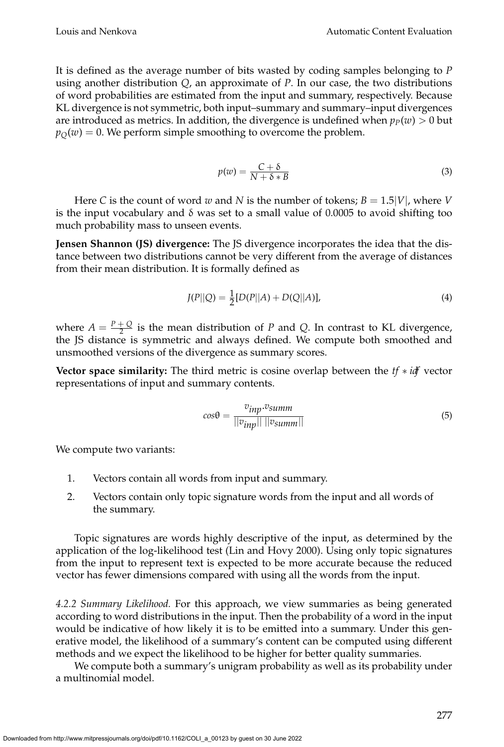It is defined as the average number of bits wasted by coding samples belonging to $P$ using another distribution $Q$, an approximate of $P$. In our case, the two distributions of word probabilities are estimated from the input and summary, respectively. Because KL divergence is not symmetric, both input–summary and summary–input divergences are introduced as metrics. In addition, the divergence is undefined when $p_P(w) > 0$ but $p_Q(w) = 0$. We perform simple smoothing to overcome the problem.

$$p(w) = \frac{C + \delta}{N + \delta * B} \tag{3}$$

Here $C$ is the count of word $w$ and $N$ is the number of tokens; $B = 1.5|V|$, where $V$ is the input vocabulary and $\delta$ was set to a small value of 0.0005 to avoid shifting too much probability mass to unseen events.

**Jensen Shannon (JS) divergence:** The JS divergence incorporates the idea that the distance between two distributions cannot be very different from the average of distances from their mean distribution. It is formally defined as

$$J(P||Q) = \frac{1}{2}[D(P||A) + D(Q||A)], \tag{4}$$

where $A = \frac{P+Q}{2}$ is the mean distribution of $P$ and $Q$. In contrast to KL divergence, the JS distance is symmetric and always defined. We compute both smoothed and unsmoothed versions of the divergence as summary scores.

**Vector space similarity:** The third metric is cosine overlap between the $tf * idf$ vector representations of input and summary contents.

$$cos\theta = \frac{v_{inp}.v_{summ}}{||v_{inp}|| \, ||v_{summ}||} \tag{5}$$

We compute two variants:

1. Vectors contain all words from input and summary.
2. Vectors contain only topic signature words from the input and all words of the summary.

Topic signatures are words highly descriptive of the input, as determined by the application of the log-likelihood test (Lin and Hovy 2000). Using only topic signatures from the input to represent text is expected to be more accurate because the reduced vector has fewer dimensions compared with using all the words from the input.

*4.2.2 Summary Likelihood.* For this approach, we view summaries as being generated according to word distributions in the input. Then the probability of a word in the input would be indicative of how likely it is to be emitted into a summary. Under this generative model, the likelihood of a summary's content can be computed using different methods and we expect the likelihood to be higher for better quality summaries.

We compute both a summary's unigram probability as well as its probability under a multinomial model.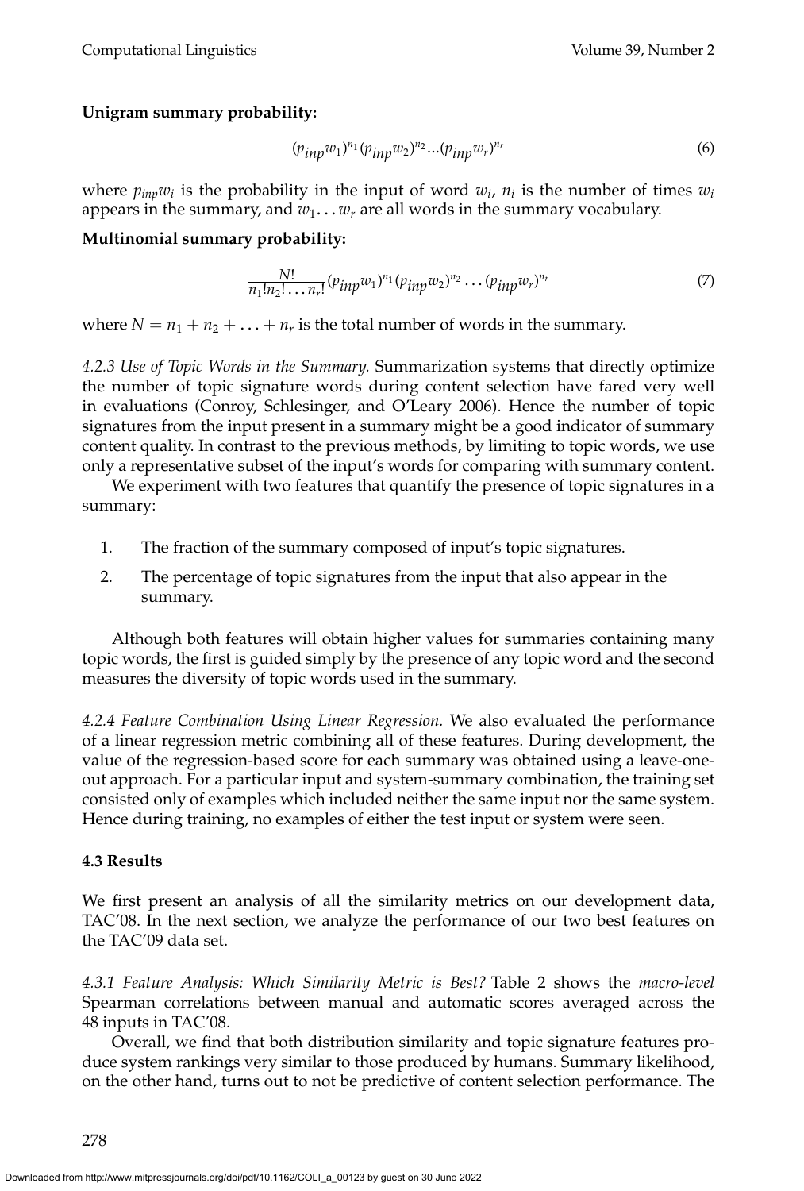**Unigram summary probability:**

$$(p_{inp}w_1)^{n_1}(p_{inp}w_2)^{n_2}...(p_{inp}w_r)^{n_r} \tag{6}$$

where $p_{inp}w_i$ is the probability in the input of word $w_i$, $n_i$ is the number of times $w_i$ appears in the summary, and $w_1 \ldots w_r$ are all words in the summary vocabulary.

**Multinomial summary probability:**

$$\frac{N!}{n_1!n_2!\ldots n_r!}(p_{inp}w_1)^{n_1}(p_{inp}w_2)^{n_2}\ldots(p_{inp}w_r)^{n_r} \tag{7}$$

where $N = n_1 + n_2 + \ldots + n_r$ is the total number of words in the summary.

*4.2.3 Use of Topic Words in the Summary.* Summarization systems that directly optimize the number of topic signature words during content selection have fared very well in evaluations (Conroy, Schlesinger, and O'Leary 2006). Hence the number of topic signatures from the input present in a summary might be a good indicator of summary content quality. In contrast to the previous methods, by limiting to topic words, we use only a representative subset of the input's words for comparing with summary content.

We experiment with two features that quantify the presence of topic signatures in a summary:

1. The fraction of the summary composed of input's topic signatures.
2. The percentage of topic signatures from the input that also appear in the summary.

Although both features will obtain higher values for summaries containing many topic words, the first is guided simply by the presence of any topic word and the second measures the diversity of topic words used in the summary.

*4.2.4 Feature Combination Using Linear Regression.* We also evaluated the performance of a linear regression metric combining all of these features. During development, the value of the regression-based score for each summary was obtained using a leave-one-out approach. For a particular input and system-summary combination, the training set consisted only of examples which included neither the same input nor the same system. Hence during training, no examples of either the test input or system were seen.

### 4.3 Results

We first present an analysis of all the similarity metrics on our development data, TAC'08. In the next section, we analyze the performance of our two best features on the TAC'09 data set.

*4.3.1 Feature Analysis: Which Similarity Metric is Best?* Table 2 shows the *macro-level* Spearman correlations between manual and automatic scores averaged across the 48 inputs in TAC'08.

Overall, we find that both distribution similarity and topic signature features produce system rankings very similar to those produced by humans. Summary likelihood, on the other hand, turns out to not be predictive of content selection performance. The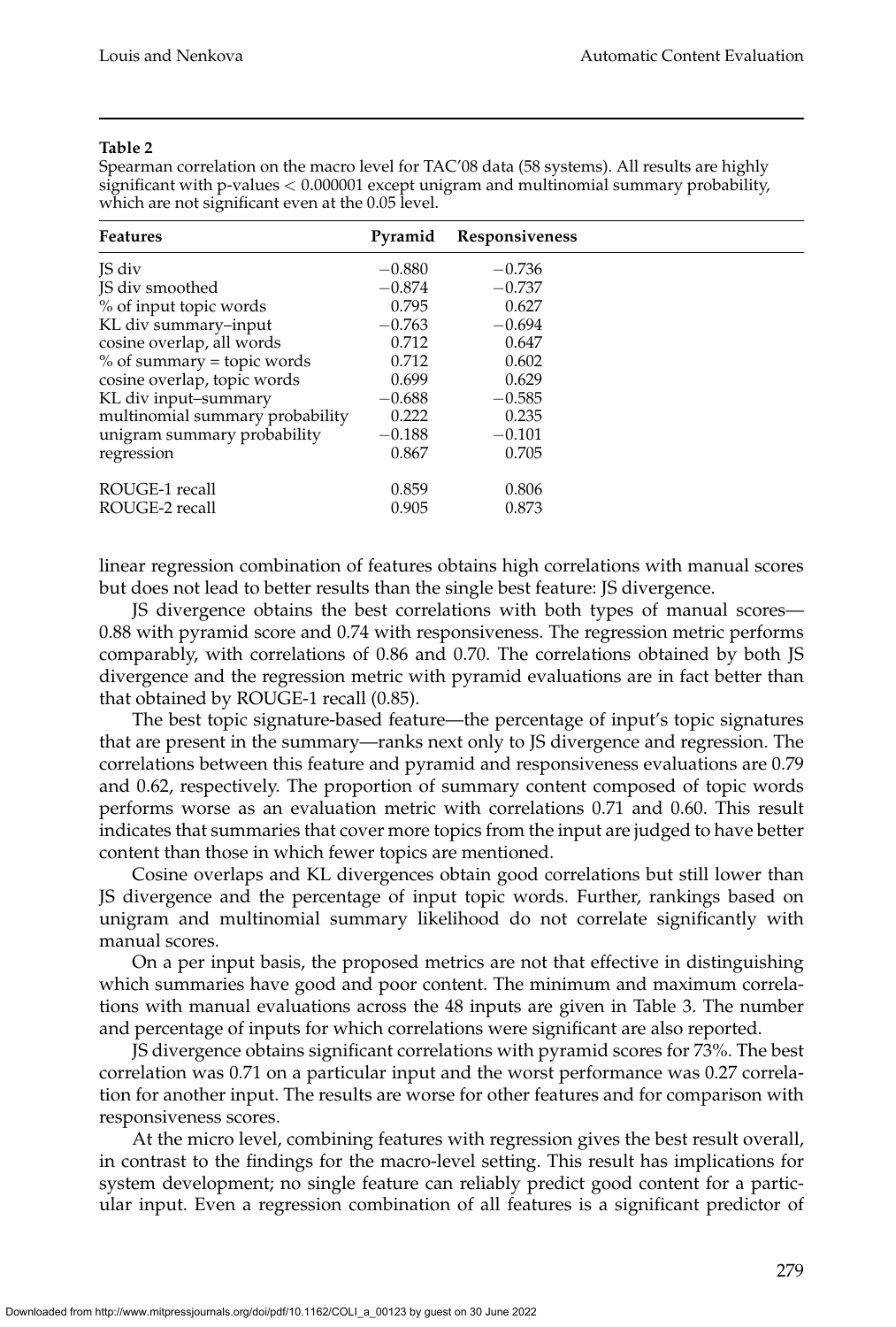**Table 2**

Spearman correlation on the macro level for TAC'08 data (58 systems). All results are highly significant with p-values < 0.000001 except unigram and multinomial summary probability, which are not significant even at the 0.05 level.

| Features | Pyramid | Responsiveness |
|---|---|---|
| JS div | −0.880 | −0.736 |
| JS div smoothed | −0.874 | −0.737 |
| % of input topic words | 0.795 | 0.627 |
| KL div summary–input | −0.763 | −0.694 |
| cosine overlap, all words | 0.712 | 0.647 |
| % of summary = topic words | 0.712 | 0.602 |
| cosine overlap, topic words | 0.699 | 0.629 |
| KL div input–summary | −0.688 | −0.585 |
| multinomial summary probability | 0.222 | 0.235 |
| unigram summary probability | −0.188 | −0.101 |
| regression | 0.867 | 0.705 |
| ROUGE-1 recall | 0.859 | 0.806 |
| ROUGE-2 recall | 0.905 | 0.873 |

linear regression combination of features obtains high correlations with manual scores but does not lead to better results than the single best feature: JS divergence.

JS divergence obtains the best correlations with both types of manual scores—0.88 with pyramid score and 0.74 with responsiveness. The regression metric performs comparably, with correlations of 0.86 and 0.70. The correlations obtained by both JS divergence and the regression metric with pyramid evaluations are in fact better than that obtained by ROUGE-1 recall (0.85).

The best topic signature-based feature—the percentage of input's topic signatures that are present in the summary—ranks next only to JS divergence and regression. The correlations between this feature and pyramid and responsiveness evaluations are 0.79 and 0.62, respectively. The proportion of summary content composed of topic words performs worse as an evaluation metric with correlations 0.71 and 0.60. This result indicates that summaries that cover more topics from the input are judged to have better content than those in which fewer topics are mentioned.

Cosine overlaps and KL divergences obtain good correlations but still lower than JS divergence and the percentage of input topic words. Further, rankings based on unigram and multinomial summary likelihood do not correlate significantly with manual scores.

On a per input basis, the proposed metrics are not that effective in distinguishing which summaries have good and poor content. The minimum and maximum correlations with manual evaluations across the 48 inputs are given in Table 3. The number and percentage of inputs for which correlations were significant are also reported.

JS divergence obtains significant correlations with pyramid scores for 73%. The best correlation was 0.71 on a particular input and the worst performance was 0.27 correlation for another input. The results are worse for other features and for comparison with responsiveness scores.

At the micro level, combining features with regression gives the best result overall, in contrast to the findings for the macro-level setting. This result has implications for system development; no single feature can reliably predict good content for a particular input. Even a regression combination of all features is a significant predictor of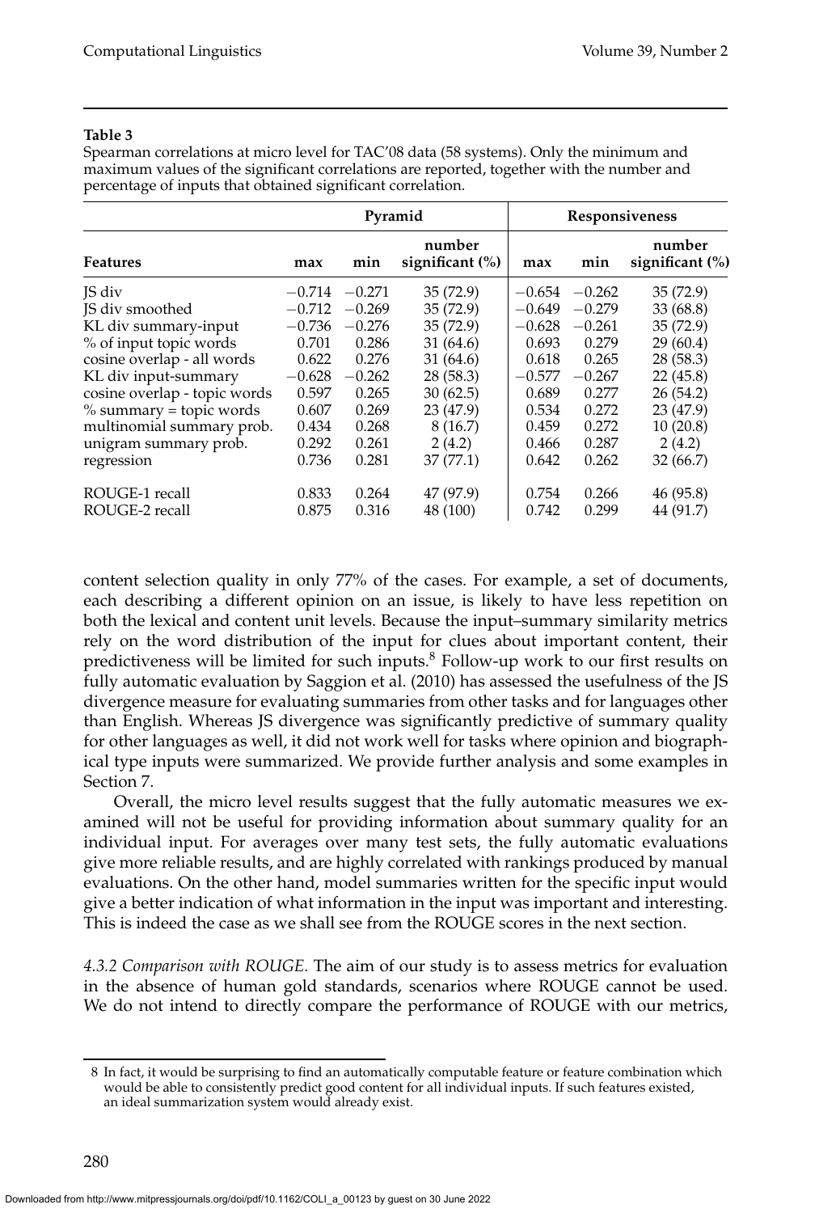**Table 3**

Spearman correlations at micro level for TAC'08 data (58 systems). Only the minimum and maximum values of the significant correlations are reported, together with the number and percentage of inputs that obtained significant correlation.

| | Pyramid | | | Responsiveness | | |
|---|---|---|---|---|---|---|
| **Features** | **max** | **min** | **number significant (%)** | **max** | **min** | **number significant (%)** |
| JS div | −0.714 | −0.271 | 35 (72.9) | −0.654 | −0.262 | 35 (72.9) |
| JS div smoothed | −0.712 | −0.269 | 35 (72.9) | −0.649 | −0.279 | 33 (68.8) |
| KL div summary-input | −0.736 | −0.276 | 35 (72.9) | −0.628 | −0.261 | 35 (72.9) |
| % of input topic words | 0.701 | 0.286 | 31 (64.6) | 0.693 | 0.279 | 29 (60.4) |
| cosine overlap - all words | 0.622 | 0.276 | 31 (64.6) | 0.618 | 0.265 | 28 (58.3) |
| KL div input-summary | −0.628 | −0.262 | 28 (58.3) | −0.577 | −0.267 | 22 (45.8) |
| cosine overlap - topic words | 0.597 | 0.265 | 30 (62.5) | 0.689 | 0.277 | 26 (54.2) |
| % summary = topic words | 0.607 | 0.269 | 23 (47.9) | 0.534 | 0.272 | 23 (47.9) |
| multinomial summary prob. | 0.434 | 0.268 | 8 (16.7) | 0.459 | 0.272 | 10 (20.8) |
| unigram summary prob. | 0.292 | 0.261 | 2 (4.2) | 0.466 | 0.287 | 2 (4.2) |
| regression | 0.736 | 0.281 | 37 (77.1) | 0.642 | 0.262 | 32 (66.7) |
| ROUGE-1 recall | 0.833 | 0.264 | 47 (97.9) | 0.754 | 0.266 | 46 (95.8) |
| ROUGE-2 recall | 0.875 | 0.316 | 48 (100) | 0.742 | 0.299 | 44 (91.7) |

content selection quality in only 77% of the cases. For example, a set of documents, each describing a different opinion on an issue, is likely to have less repetition on both the lexical and content unit levels. Because the input–summary similarity metrics rely on the word distribution of the input for clues about important content, their predictiveness will be limited for such inputs.[8] Follow-up work to our first results on fully automatic evaluation by Saggion et al. (2010) has assessed the usefulness of the JS divergence measure for evaluating summaries from other tasks and for languages other than English. Whereas JS divergence was significantly predictive of summary quality for other languages as well, it did not work well for tasks where opinion and biographical type inputs were summarized. We provide further analysis and some examples in Section 7.

Overall, the micro level results suggest that the fully automatic measures we examined will not be useful for providing information about summary quality for an individual input. For averages over many test sets, the fully automatic evaluations give more reliable results, and are highly correlated with rankings produced by manual evaluations. On the other hand, model summaries written for the specific input would give a better indication of what information in the input was important and interesting. This is indeed the case as we shall see from the ROUGE scores in the next section.

*4.3.2 Comparison with ROUGE.* The aim of our study is to assess metrics for evaluation in the absence of human gold standards, scenarios where ROUGE cannot be used. We do not intend to directly compare the performance of ROUGE with our metrics,

---

8 In fact, it would be surprising to find an automatically computable feature or feature combination which would be able to consistently predict good content for all individual inputs. If such features existed, an ideal summarization system would already exist.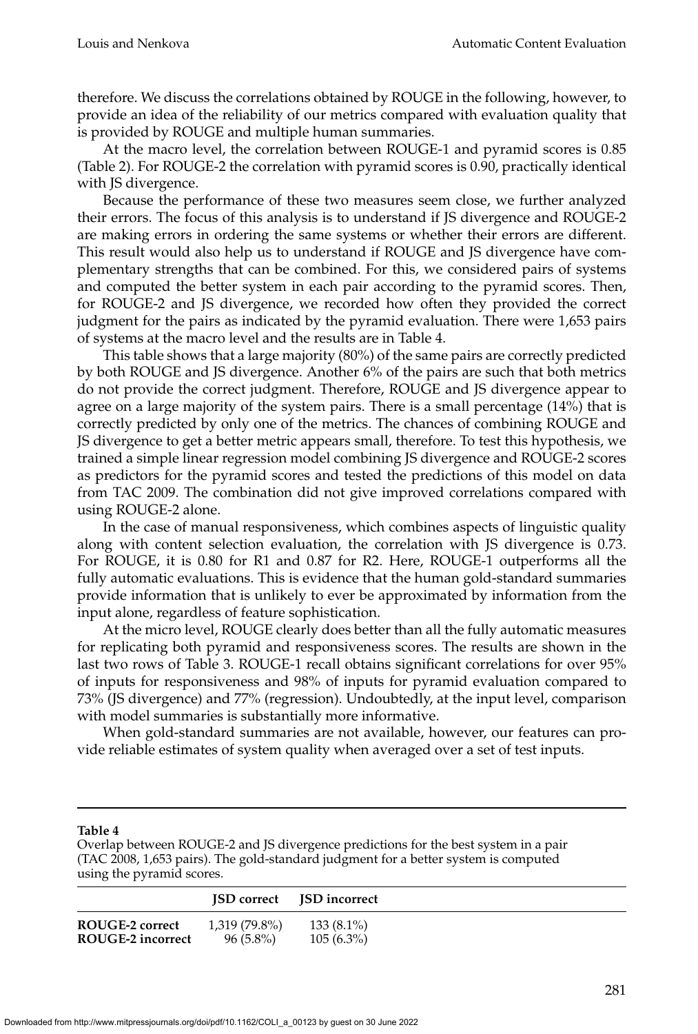therefore. We discuss the correlations obtained by ROUGE in the following, however, to provide an idea of the reliability of our metrics compared with evaluation quality that is provided by ROUGE and multiple human summaries.

At the macro level, the correlation between ROUGE-1 and pyramid scores is 0.85 (Table 2). For ROUGE-2 the correlation with pyramid scores is 0.90, practically identical with JS divergence.

Because the performance of these two measures seem close, we further analyzed their errors. The focus of this analysis is to understand if JS divergence and ROUGE-2 are making errors in ordering the same systems or whether their errors are different. This result would also help us to understand if ROUGE and JS divergence have complementary strengths that can be combined. For this, we considered pairs of systems and computed the better system in each pair according to the pyramid scores. Then, for ROUGE-2 and JS divergence, we recorded how often they provided the correct judgment for the pairs as indicated by the pyramid evaluation. There were 1,653 pairs of systems at the macro level and the results are in Table 4.

This table shows that a large majority (80%) of the same pairs are correctly predicted by both ROUGE and JS divergence. Another 6% of the pairs are such that both metrics do not provide the correct judgment. Therefore, ROUGE and JS divergence appear to agree on a large majority of the system pairs. There is a small percentage (14%) that is correctly predicted by only one of the metrics. The chances of combining ROUGE and JS divergence to get a better metric appears small, therefore. To test this hypothesis, we trained a simple linear regression model combining JS divergence and ROUGE-2 scores as predictors for the pyramid scores and tested the predictions of this model on data from TAC 2009. The combination did not give improved correlations compared with using ROUGE-2 alone.

In the case of manual responsiveness, which combines aspects of linguistic quality along with content selection evaluation, the correlation with JS divergence is 0.73. For ROUGE, it is 0.80 for R1 and 0.87 for R2. Here, ROUGE-1 outperforms all the fully automatic evaluations. This is evidence that the human gold-standard summaries provide information that is unlikely to ever be approximated by information from the input alone, regardless of feature sophistication.

At the micro level, ROUGE clearly does better than all the fully automatic measures for replicating both pyramid and responsiveness scores. The results are shown in the last two rows of Table 3. ROUGE-1 recall obtains significant correlations for over 95% of inputs for responsiveness and 98% of inputs for pyramid evaluation compared to 73% (JS divergence) and 77% (regression). Undoubtedly, at the input level, comparison with model summaries is substantially more informative.

When gold-standard summaries are not available, however, our features can provide reliable estimates of system quality when averaged over a set of test inputs.

**Table 4**
Overlap between ROUGE-2 and JS divergence predictions for the best system in a pair (TAC 2008, 1,653 pairs). The gold-standard judgment for a better system is computed using the pyramid scores.

| | **JSD correct** | **JSD incorrect** |
|---|---|---|
| **ROUGE-2 correct** | 1,319 (79.8%) | 133 (8.1%) |
| **ROUGE-2 incorrect** | 96 (5.8%) | 105 (6.3%) |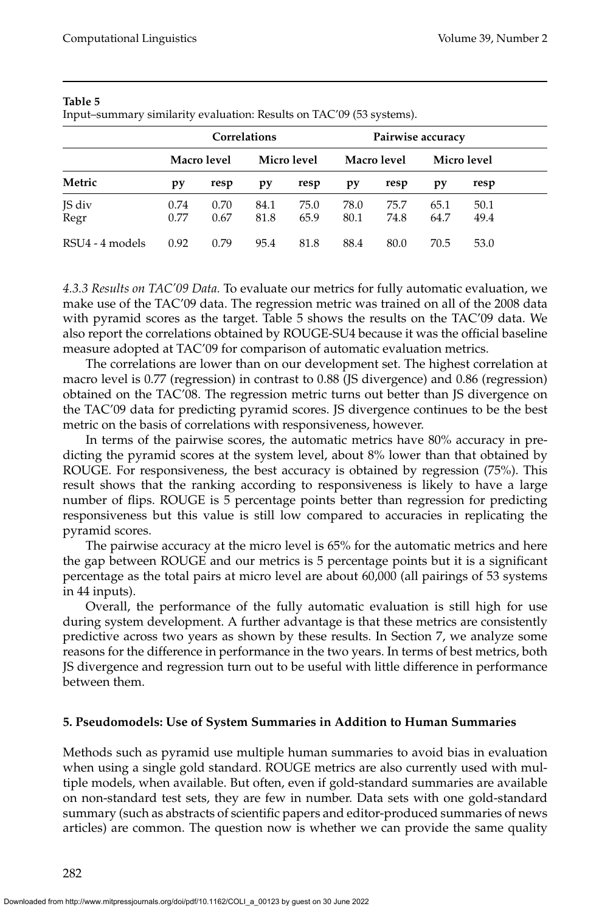**Table 5**
Input–summary similarity evaluation: Results on TAC'09 (53 systems).

| | Correlations | | | | Pairwise accuracy | | | |
|---|---|---|---|---|---|---|---|---|
| | Macro level | | Micro level | | Macro level | | Micro level | |
| **Metric** | **py** | **resp** | **py** | **resp** | **py** | **resp** | **py** | **resp** |
| JS div | 0.74 | 0.70 | 84.1 | 75.0 | 78.0 | 75.7 | 65.1 | 50.1 |
| Regr | 0.77 | 0.67 | 81.8 | 65.9 | 80.1 | 74.8 | 64.7 | 49.4 |
| RSU4 - 4 models | 0.92 | 0.79 | 95.4 | 81.8 | 88.4 | 80.0 | 70.5 | 53.0 |

*4.3.3 Results on TAC'09 Data.* To evaluate our metrics for fully automatic evaluation, we make use of the TAC'09 data. The regression metric was trained on all of the 2008 data with pyramid scores as the target. Table 5 shows the results on the TAC'09 data. We also report the correlations obtained by ROUGE-SU4 because it was the official baseline measure adopted at TAC'09 for comparison of automatic evaluation metrics.

The correlations are lower than on our development set. The highest correlation at macro level is 0.77 (regression) in contrast to 0.88 (JS divergence) and 0.86 (regression) obtained on the TAC'08. The regression metric turns out better than JS divergence on the TAC'09 data for predicting pyramid scores. JS divergence continues to be the best metric on the basis of correlations with responsiveness, however.

In terms of the pairwise scores, the automatic metrics have 80% accuracy in predicting the pyramid scores at the system level, about 8% lower than that obtained by ROUGE. For responsiveness, the best accuracy is obtained by regression (75%). This result shows that the ranking according to responsiveness is likely to have a large number of flips. ROUGE is 5 percentage points better than regression for predicting responsiveness but this value is still low compared to accuracies in replicating the pyramid scores.

The pairwise accuracy at the micro level is 65% for the automatic metrics and here the gap between ROUGE and our metrics is 5 percentage points but it is a significant percentage as the total pairs at micro level are about 60,000 (all pairings of 53 systems in 44 inputs).

Overall, the performance of the fully automatic evaluation is still high for use during system development. A further advantage is that these metrics are consistently predictive across two years as shown by these results. In Section 7, we analyze some reasons for the difference in performance in the two years. In terms of best metrics, both JS divergence and regression turn out to be useful with little difference in performance between them.

## 5. Pseudomodels: Use of System Summaries in Addition to Human Summaries

Methods such as pyramid use multiple human summaries to avoid bias in evaluation when using a single gold standard. ROUGE metrics are also currently used with multiple models, when available. But often, even if gold-standard summaries are available on non-standard test sets, they are few in number. Data sets with one gold-standard summary (such as abstracts of scientific papers and editor-produced summaries of news articles) are common. The question now is whether we can provide the same quality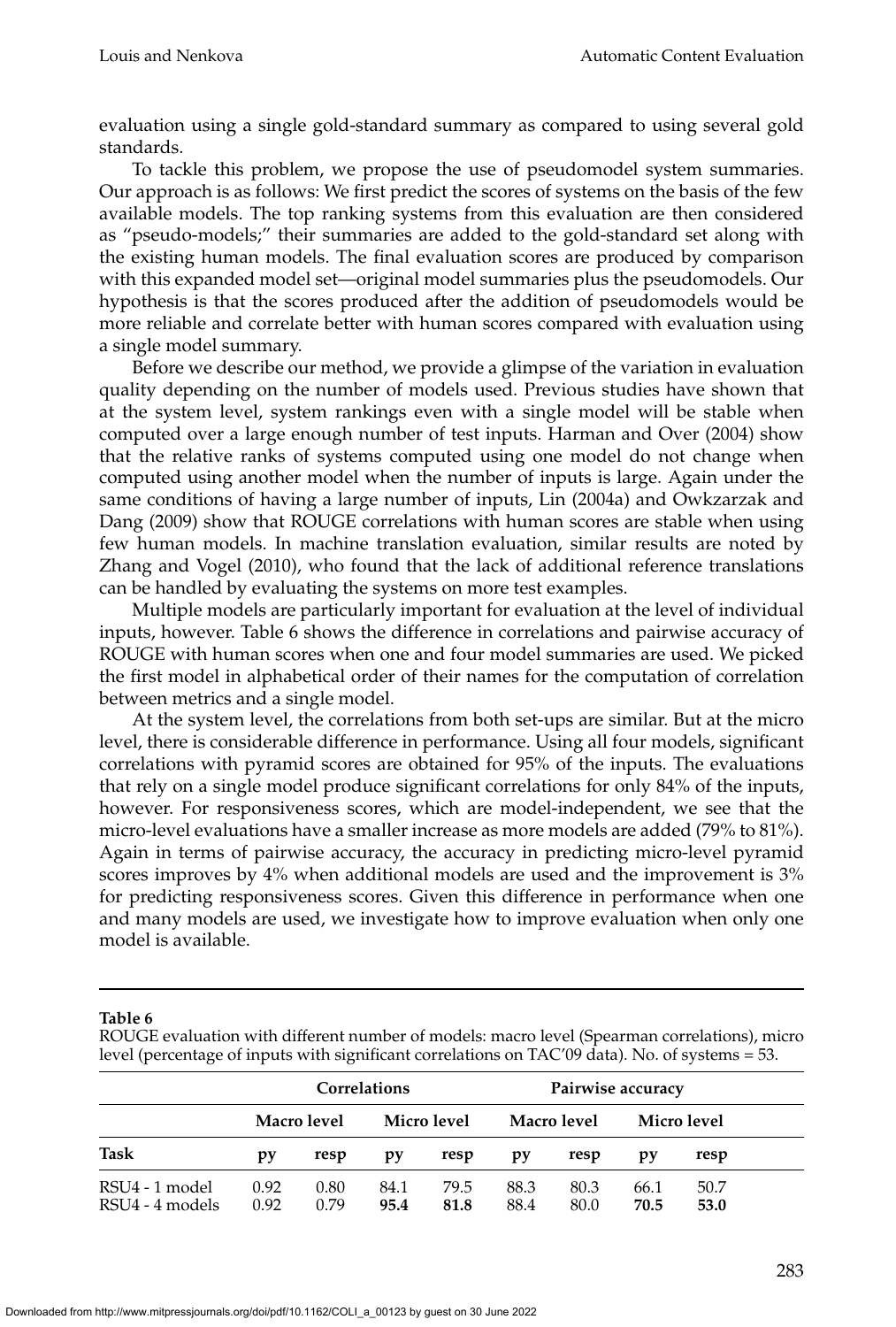evaluation using a single gold-standard summary as compared to using several gold standards.

To tackle this problem, we propose the use of pseudomodel system summaries. Our approach is as follows: We first predict the scores of systems on the basis of the few available models. The top ranking systems from this evaluation are then considered as "pseudo-models;" their summaries are added to the gold-standard set along with the existing human models. The final evaluation scores are produced by comparison with this expanded model set—original model summaries plus the pseudomodels. Our hypothesis is that the scores produced after the addition of pseudomodels would be more reliable and correlate better with human scores compared with evaluation using a single model summary.

Before we describe our method, we provide a glimpse of the variation in evaluation quality depending on the number of models used. Previous studies have shown that at the system level, system rankings even with a single model will be stable when computed over a large enough number of test inputs. Harman and Over (2004) show that the relative ranks of systems computed using one model do not change when computed using another model when the number of inputs is large. Again under the same conditions of having a large number of inputs, Lin (2004a) and Owkzarzak and Dang (2009) show that ROUGE correlations with human scores are stable when using few human models. In machine translation evaluation, similar results are noted by Zhang and Vogel (2010), who found that the lack of additional reference translations can be handled by evaluating the systems on more test examples.

Multiple models are particularly important for evaluation at the level of individual inputs, however. Table 6 shows the difference in correlations and pairwise accuracy of ROUGE with human scores when one and four model summaries are used. We picked the first model in alphabetical order of their names for the computation of correlation between metrics and a single model.

At the system level, the correlations from both set-ups are similar. But at the micro level, there is considerable difference in performance. Using all four models, significant correlations with pyramid scores are obtained for 95% of the inputs. The evaluations that rely on a single model produce significant correlations for only 84% of the inputs, however. For responsiveness scores, which are model-independent, we see that the micro-level evaluations have a smaller increase as more models are added (79% to 81%). Again in terms of pairwise accuracy, the accuracy in predicting micro-level pyramid scores improves by 4% when additional models are used and the improvement is 3% for predicting responsiveness scores. Given this difference in performance when one and many models are used, we investigate how to improve evaluation when only one model is available.

**Table 6**

ROUGE evaluation with different number of models: macro level (Spearman correlations), micro level (percentage of inputs with significant correlations on TAC'09 data). No. of systems = 53.

| | **Correlations** | | | | **Pairwise accuracy** | | | |
|---|---|---|---|---|---|---|---|---|
| | **Macro level** | | **Micro level** | | **Macro level** | | **Micro level** | |
| **Task** | **py** | **resp** | **py** | **resp** | **py** | **resp** | **py** | **resp** |
| RSU4 - 1 model | 0.92 | 0.80 | 84.1 | 79.5 | 88.3 | 80.3 | 66.1 | 50.7 |
| RSU4 - 4 models | 0.92 | 0.79 | **95.4** | **81.8** | 88.4 | 80.0 | **70.5** | **53.0** |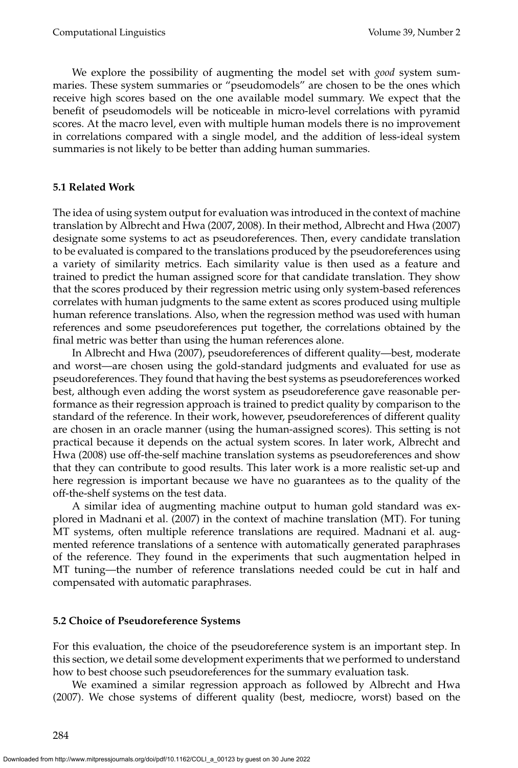We explore the possibility of augmenting the model set with *good* system summaries. These system summaries or "pseudomodels" are chosen to be the ones which receive high scores based on the one available model summary. We expect that the benefit of pseudomodels will be noticeable in micro-level correlations with pyramid scores. At the macro level, even with multiple human models there is no improvement in correlations compared with a single model, and the addition of less-ideal system summaries is not likely to be better than adding human summaries.

### 5.1 Related Work

The idea of using system output for evaluation was introduced in the context of machine translation by Albrecht and Hwa (2007, 2008). In their method, Albrecht and Hwa (2007) designate some systems to act as pseudoreferences. Then, every candidate translation to be evaluated is compared to the translations produced by the pseudoreferences using a variety of similarity metrics. Each similarity value is then used as a feature and trained to predict the human assigned score for that candidate translation. They show that the scores produced by their regression metric using only system-based references correlates with human judgments to the same extent as scores produced using multiple human reference translations. Also, when the regression method was used with human references and some pseudoreferences put together, the correlations obtained by the final metric was better than using the human references alone.

In Albrecht and Hwa (2007), pseudoreferences of different quality—best, moderate and worst—are chosen using the gold-standard judgments and evaluated for use as pseudoreferences. They found that having the best systems as pseudoreferences worked best, although even adding the worst system as pseudoreference gave reasonable performance as their regression approach is trained to predict quality by comparison to the standard of the reference. In their work, however, pseudoreferences of different quality are chosen in an oracle manner (using the human-assigned scores). This setting is not practical because it depends on the actual system scores. In later work, Albrecht and Hwa (2008) use off-the-self machine translation systems as pseudoreferences and show that they can contribute to good results. This later work is a more realistic set-up and here regression is important because we have no guarantees as to the quality of the off-the-shelf systems on the test data.

A similar idea of augmenting machine output to human gold standard was explored in Madnani et al. (2007) in the context of machine translation (MT). For tuning MT systems, often multiple reference translations are required. Madnani et al. augmented reference translations of a sentence with automatically generated paraphrases of the reference. They found in the experiments that such augmentation helped in MT tuning—the number of reference translations needed could be cut in half and compensated with automatic paraphrases.

### 5.2 Choice of Pseudoreference Systems

For this evaluation, the choice of the pseudoreference system is an important step. In this section, we detail some development experiments that we performed to understand how to best choose such pseudoreferences for the summary evaluation task.

We examined a similar regression approach as followed by Albrecht and Hwa (2007). We chose systems of different quality (best, mediocre, worst) based on the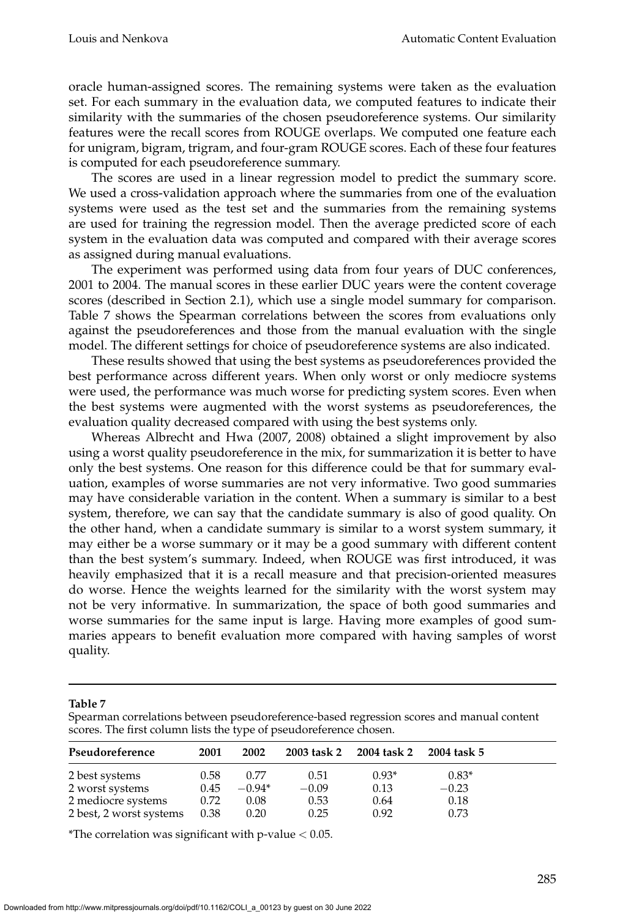oracle human-assigned scores. The remaining systems were taken as the evaluation set. For each summary in the evaluation data, we computed features to indicate their similarity with the summaries of the chosen pseudoreference systems. Our similarity features were the recall scores from ROUGE overlaps. We computed one feature each for unigram, bigram, trigram, and four-gram ROUGE scores. Each of these four features is computed for each pseudoreference summary.

The scores are used in a linear regression model to predict the summary score. We used a cross-validation approach where the summaries from one of the evaluation systems were used as the test set and the summaries from the remaining systems are used for training the regression model. Then the average predicted score of each system in the evaluation data was computed and compared with their average scores as assigned during manual evaluations.

The experiment was performed using data from four years of DUC conferences, 2001 to 2004. The manual scores in these earlier DUC years were the content coverage scores (described in Section 2.1), which use a single model summary for comparison. Table 7 shows the Spearman correlations between the scores from evaluations only against the pseudoreferences and those from the manual evaluation with the single model. The different settings for choice of pseudoreference systems are also indicated.

These results showed that using the best systems as pseudoreferences provided the best performance across different years. When only worst or only mediocre systems were used, the performance was much worse for predicting system scores. Even when the best systems were augmented with the worst systems as pseudoreferences, the evaluation quality decreased compared with using the best systems only.

Whereas Albrecht and Hwa (2007, 2008) obtained a slight improvement by also using a worst quality pseudoreference in the mix, for summarization it is better to have only the best systems. One reason for this difference could be that for summary evaluation, examples of worse summaries are not very informative. Two good summaries may have considerable variation in the content. When a summary is similar to a best system, therefore, we can say that the candidate summary is also of good quality. On the other hand, when a candidate summary is similar to a worst system summary, it may either be a worse summary or it may be a good summary with different content than the best system's summary. Indeed, when ROUGE was first introduced, it was heavily emphasized that it is a recall measure and that precision-oriented measures do worse. Hence the weights learned for the similarity with the worst system may not be very informative. In summarization, the space of both good summaries and worse summaries for the same input is large. Having more examples of good summaries appears to benefit evaluation more compared with having samples of worst quality.

**Table 7**
Spearman correlations between pseudoreference-based regression scores and manual content scores. The first column lists the type of pseudoreference chosen.

| Pseudoreference | 2001 | 2002 | 2003 task 2 | 2004 task 2 | 2004 task 5 |
|---|---|---|---|---|---|
| 2 best systems | 0.58 | 0.77 | 0.51 | 0.93* | 0.83* |
| 2 worst systems | 0.45 | −0.94* | −0.09 | 0.13 | −0.23 |
| 2 mediocre systems | 0.72 | 0.08 | 0.53 | 0.64 | 0.18 |
| 2 best, 2 worst systems | 0.38 | 0.20 | 0.25 | 0.92 | 0.73 |

*The correlation was significant with p-value $< 0.05$.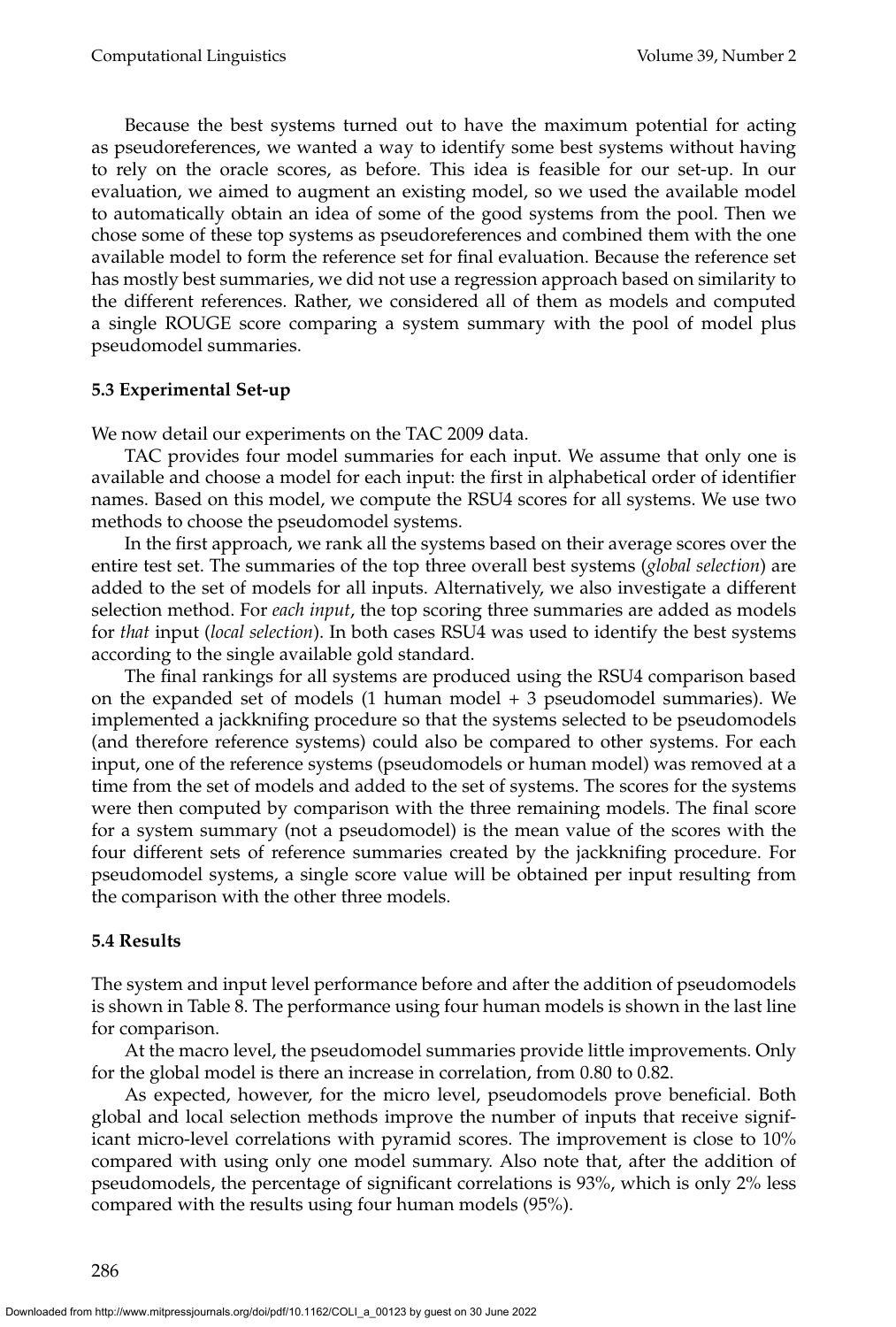Because the best systems turned out to have the maximum potential for acting as pseudoreferences, we wanted a way to identify some best systems without having to rely on the oracle scores, as before. This idea is feasible for our set-up. In our evaluation, we aimed to augment an existing model, so we used the available model to automatically obtain an idea of some of the good systems from the pool. Then we chose some of these top systems as pseudoreferences and combined them with the one available model to form the reference set for final evaluation. Because the reference set has mostly best summaries, we did not use a regression approach based on similarity to the different references. Rather, we considered all of them as models and computed a single ROUGE score comparing a system summary with the pool of model plus pseudomodel summaries.

### 5.3 Experimental Set-up

We now detail our experiments on the TAC 2009 data.

TAC provides four model summaries for each input. We assume that only one is available and choose a model for each input: the first in alphabetical order of identifier names. Based on this model, we compute the RSU4 scores for all systems. We use two methods to choose the pseudomodel systems.

In the first approach, we rank all the systems based on their average scores over the entire test set. The summaries of the top three overall best systems (*global selection*) are added to the set of models for all inputs. Alternatively, we also investigate a different selection method. For *each input*, the top scoring three summaries are added as models for *that* input (*local selection*). In both cases RSU4 was used to identify the best systems according to the single available gold standard.

The final rankings for all systems are produced using the RSU4 comparison based on the expanded set of models (1 human model + 3 pseudomodel summaries). We implemented a jackknifing procedure so that the systems selected to be pseudomodels (and therefore reference systems) could also be compared to other systems. For each input, one of the reference systems (pseudomodels or human model) was removed at a time from the set of models and added to the set of systems. The scores for the systems were then computed by comparison with the three remaining models. The final score for a system summary (not a pseudomodel) is the mean value of the scores with the four different sets of reference summaries created by the jackknifing procedure. For pseudomodel systems, a single score value will be obtained per input resulting from the comparison with the other three models.

### 5.4 Results

The system and input level performance before and after the addition of pseudomodels is shown in Table 8. The performance using four human models is shown in the last line for comparison.

At the macro level, the pseudomodel summaries provide little improvements. Only for the global model is there an increase in correlation, from 0.80 to 0.82.

As expected, however, for the micro level, pseudomodels prove beneficial. Both global and local selection methods improve the number of inputs that receive significant micro-level correlations with pyramid scores. The improvement is close to 10% compared with using only one model summary. Also note that, after the addition of pseudomodels, the percentage of significant correlations is 93%, which is only 2% less compared with the results using four human models (95%).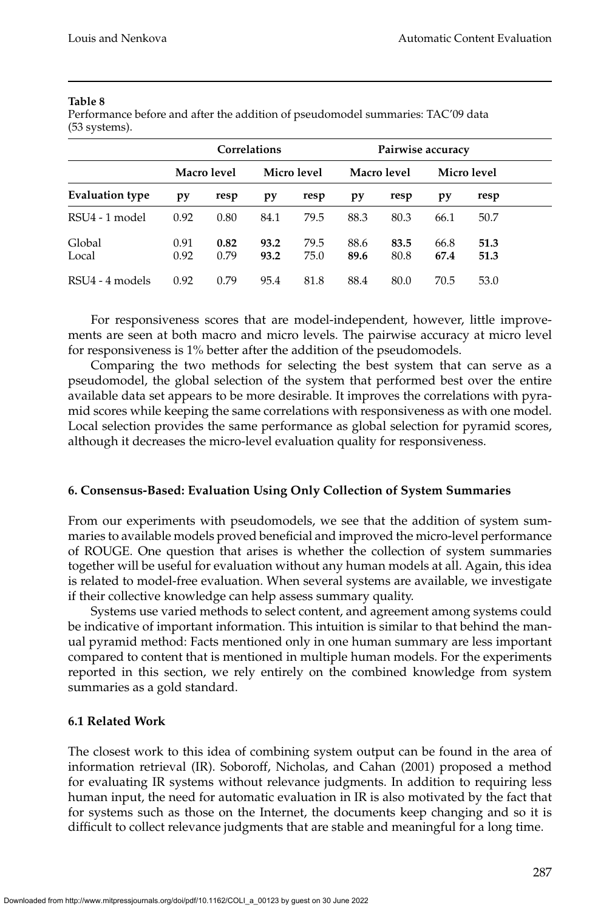**Table 8**

Performance before and after the addition of pseudomodel summaries: TAC'09 data (53 systems).

| | Correlations | | | | Pairwise accuracy | | | |
|---|---|---|---|---|---|---|---|---|
| | Macro level | | Micro level | | Macro level | | Micro level | |
| **Evaluation type** | **py** | **resp** | **py** | **resp** | **py** | **resp** | **py** | **resp** |
| RSU4 - 1 model | 0.92 | 0.80 | 84.1 | 79.5 | 88.3 | 80.3 | 66.1 | 50.7 |
| Global | 0.91 | **0.82** | **93.2** | 79.5 | 88.6 | **83.5** | 66.8 | **51.3** |
| Local | 0.92 | 0.79 | **93.2** | 75.0 | **89.6** | 80.8 | **67.4** | **51.3** |
| RSU4 - 4 models | 0.92 | 0.79 | 95.4 | 81.8 | 88.4 | 80.0 | 70.5 | 53.0 |

For responsiveness scores that are model-independent, however, little improvements are seen at both macro and micro levels. The pairwise accuracy at micro level for responsiveness is 1% better after the addition of the pseudomodels.

Comparing the two methods for selecting the best system that can serve as a pseudomodel, the global selection of the system that performed best over the entire available data set appears to be more desirable. It improves the correlations with pyramid scores while keeping the same correlations with responsiveness as with one model. Local selection provides the same performance as global selection for pyramid scores, although it decreases the micro-level evaluation quality for responsiveness.

## 6. Consensus-Based: Evaluation Using Only Collection of System Summaries

From our experiments with pseudomodels, we see that the addition of system summaries to available models proved beneficial and improved the micro-level performance of ROUGE. One question that arises is whether the collection of system summaries together will be useful for evaluation without any human models at all. Again, this idea is related to model-free evaluation. When several systems are available, we investigate if their collective knowledge can help assess summary quality.

Systems use varied methods to select content, and agreement among systems could be indicative of important information. This intuition is similar to that behind the manual pyramid method: Facts mentioned only in one human summary are less important compared to content that is mentioned in multiple human models. For the experiments reported in this section, we rely entirely on the combined knowledge from system summaries as a gold standard.

### 6.1 Related Work

The closest work to this idea of combining system output can be found in the area of information retrieval (IR). Soboroff, Nicholas, and Cahan (2001) proposed a method for evaluating IR systems without relevance judgments. In addition to requiring less human input, the need for automatic evaluation in IR is also motivated by the fact that for systems such as those on the Internet, the documents keep changing and so it is difficult to collect relevance judgments that are stable and meaningful for a long time.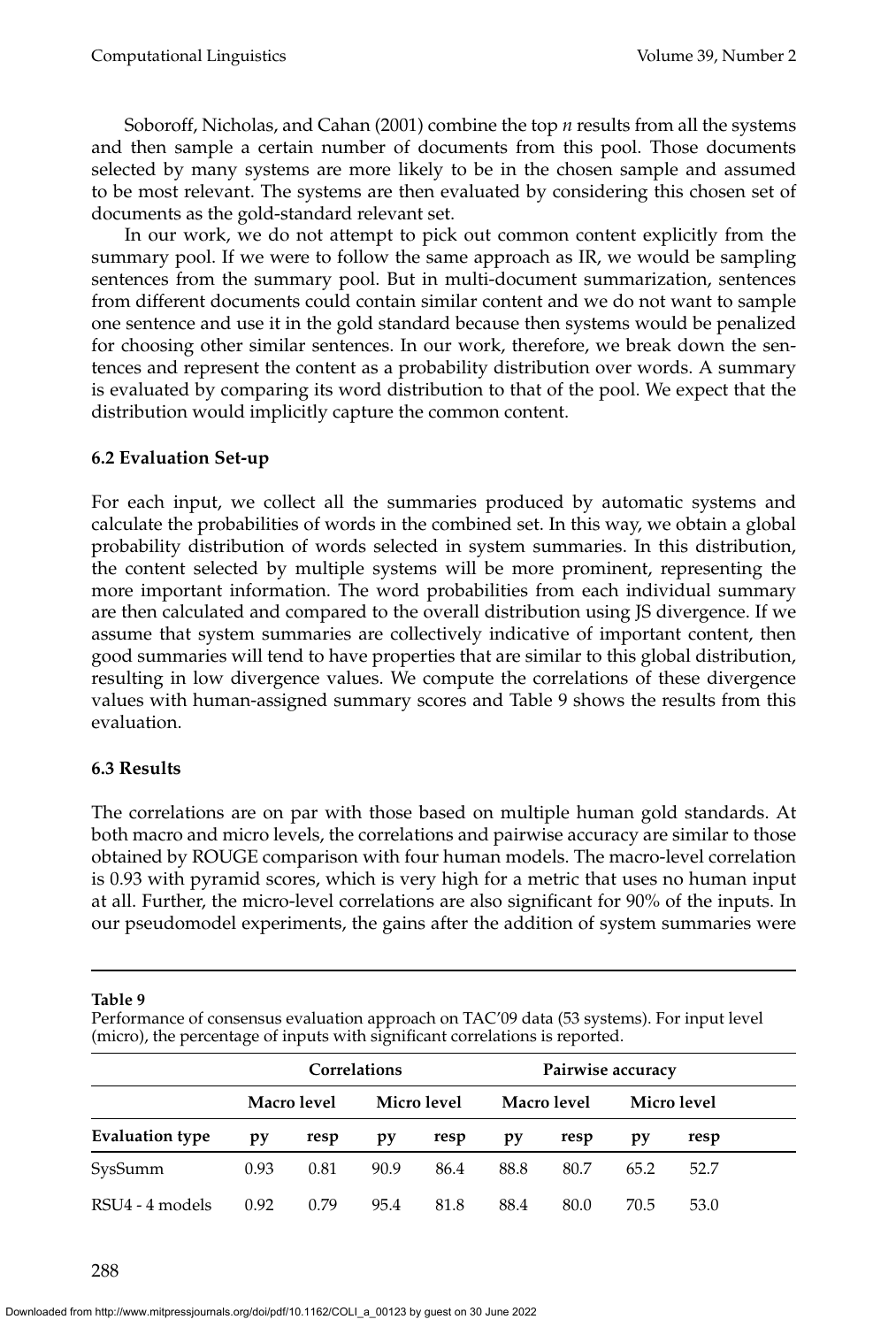Soboroff, Nicholas, and Cahan (2001) combine the top *n* results from all the systems and then sample a certain number of documents from this pool. Those documents selected by many systems are more likely to be in the chosen sample and assumed to be most relevant. The systems are then evaluated by considering this chosen set of documents as the gold-standard relevant set.

In our work, we do not attempt to pick out common content explicitly from the summary pool. If we were to follow the same approach as IR, we would be sampling sentences from the summary pool. But in multi-document summarization, sentences from different documents could contain similar content and we do not want to sample one sentence and use it in the gold standard because then systems would be penalized for choosing other similar sentences. In our work, therefore, we break down the sentences and represent the content as a probability distribution over words. A summary is evaluated by comparing its word distribution to that of the pool. We expect that the distribution would implicitly capture the common content.

### 6.2 Evaluation Set-up

For each input, we collect all the summaries produced by automatic systems and calculate the probabilities of words in the combined set. In this way, we obtain a global probability distribution of words selected in system summaries. In this distribution, the content selected by multiple systems will be more prominent, representing the more important information. The word probabilities from each individual summary are then calculated and compared to the overall distribution using JS divergence. If we assume that system summaries are collectively indicative of important content, then good summaries will tend to have properties that are similar to this global distribution, resulting in low divergence values. We compute the correlations of these divergence values with human-assigned summary scores and Table 9 shows the results from this evaluation.

### 6.3 Results

The correlations are on par with those based on multiple human gold standards. At both macro and micro levels, the correlations and pairwise accuracy are similar to those obtained by ROUGE comparison with four human models. The macro-level correlation is 0.93 with pyramid scores, which is very high for a metric that uses no human input at all. Further, the micro-level correlations are also significant for 90% of the inputs. In our pseudomodel experiments, the gains after the addition of system summaries were

**Table 9**
Performance of consensus evaluation approach on TAC'09 data (53 systems). For input level (micro), the percentage of inputs with significant correlations is reported.

| | Correlations | | | | Pairwise accuracy | | | |
|---|---|---|---|---|---|---|---|---|
| | Macro level | | Micro level | | Macro level | | Micro level | |
| **Evaluation type** | **py** | **resp** | **py** | **resp** | **py** | **resp** | **py** | **resp** |
| SysSumm | 0.93 | 0.81 | 90.9 | 86.4 | 88.8 | 80.7 | 65.2 | 52.7 |
| RSU4 - 4 models | 0.92 | 0.79 | 95.4 | 81.8 | 88.4 | 80.0 | 70.5 | 53.0 |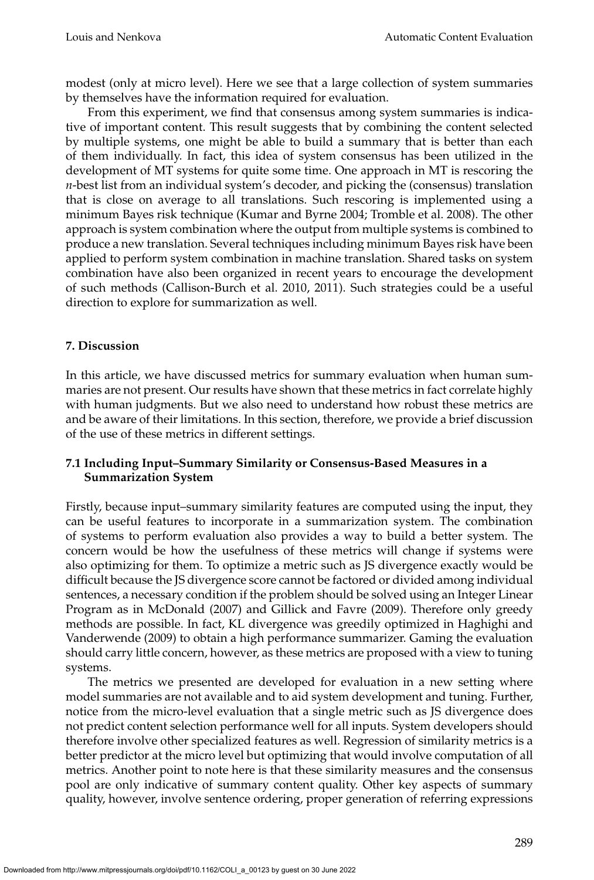modest (only at micro level). Here we see that a large collection of system summaries by themselves have the information required for evaluation.

From this experiment, we find that consensus among system summaries is indicative of important content. This result suggests that by combining the content selected by multiple systems, one might be able to build a summary that is better than each of them individually. In fact, this idea of system consensus has been utilized in the development of MT systems for quite some time. One approach in MT is rescoring the *n*-best list from an individual system's decoder, and picking the (consensus) translation that is close on average to all translations. Such rescoring is implemented using a minimum Bayes risk technique (Kumar and Byrne 2004; Tromble et al. 2008). The other approach is system combination where the output from multiple systems is combined to produce a new translation. Several techniques including minimum Bayes risk have been applied to perform system combination in machine translation. Shared tasks on system combination have also been organized in recent years to encourage the development of such methods (Callison-Burch et al. 2010, 2011). Such strategies could be a useful direction to explore for summarization as well.

## 7. Discussion

In this article, we have discussed metrics for summary evaluation when human summaries are not present. Our results have shown that these metrics in fact correlate highly with human judgments. But we also need to understand how robust these metrics are and be aware of their limitations. In this section, therefore, we provide a brief discussion of the use of these metrics in different settings.

### 7.1 Including Input–Summary Similarity or Consensus-Based Measures in a Summarization System

Firstly, because input–summary similarity features are computed using the input, they can be useful features to incorporate in a summarization system. The combination of systems to perform evaluation also provides a way to build a better system. The concern would be how the usefulness of these metrics will change if systems were also optimizing for them. To optimize a metric such as JS divergence exactly would be difficult because the JS divergence score cannot be factored or divided among individual sentences, a necessary condition if the problem should be solved using an Integer Linear Program as in McDonald (2007) and Gillick and Favre (2009). Therefore only greedy methods are possible. In fact, KL divergence was greedily optimized in Haghighi and Vanderwende (2009) to obtain a high performance summarizer. Gaming the evaluation should carry little concern, however, as these metrics are proposed with a view to tuning systems.

The metrics we presented are developed for evaluation in a new setting where model summaries are not available and to aid system development and tuning. Further, notice from the micro-level evaluation that a single metric such as JS divergence does not predict content selection performance well for all inputs. System developers should therefore involve other specialized features as well. Regression of similarity metrics is a better predictor at the micro level but optimizing that would involve computation of all metrics. Another point to note here is that these similarity measures and the consensus pool are only indicative of summary content quality. Other key aspects of summary quality, however, involve sentence ordering, proper generation of referring expressions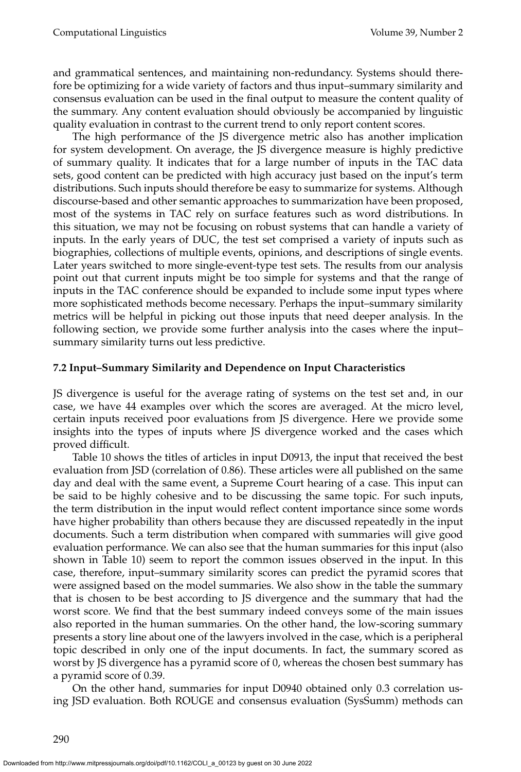and grammatical sentences, and maintaining non-redundancy. Systems should therefore be optimizing for a wide variety of factors and thus input–summary similarity and consensus evaluation can be used in the final output to measure the content quality of the summary. Any content evaluation should obviously be accompanied by linguistic quality evaluation in contrast to the current trend to only report content scores.

The high performance of the JS divergence metric also has another implication for system development. On average, the JS divergence measure is highly predictive of summary quality. It indicates that for a large number of inputs in the TAC data sets, good content can be predicted with high accuracy just based on the input's term distributions. Such inputs should therefore be easy to summarize for systems. Although discourse-based and other semantic approaches to summarization have been proposed, most of the systems in TAC rely on surface features such as word distributions. In this situation, we may not be focusing on robust systems that can handle a variety of inputs. In the early years of DUC, the test set comprised a variety of inputs such as biographies, collections of multiple events, opinions, and descriptions of single events. Later years switched to more single-event-type test sets. The results from our analysis point out that current inputs might be too simple for systems and that the range of inputs in the TAC conference should be expanded to include some input types where more sophisticated methods become necessary. Perhaps the input–summary similarity metrics will be helpful in picking out those inputs that need deeper analysis. In the following section, we provide some further analysis into the cases where the input–summary similarity turns out less predictive.

### 7.2 Input–Summary Similarity and Dependence on Input Characteristics

JS divergence is useful for the average rating of systems on the test set and, in our case, we have 44 examples over which the scores are averaged. At the micro level, certain inputs received poor evaluations from JS divergence. Here we provide some insights into the types of inputs where JS divergence worked and the cases which proved difficult.

Table 10 shows the titles of articles in input D0913, the input that received the best evaluation from JSD (correlation of 0.86). These articles were all published on the same day and deal with the same event, a Supreme Court hearing of a case. This input can be said to be highly cohesive and to be discussing the same topic. For such inputs, the term distribution in the input would reflect content importance since some words have higher probability than others because they are discussed repeatedly in the input documents. Such a term distribution when compared with summaries will give good evaluation performance. We can also see that the human summaries for this input (also shown in Table 10) seem to report the common issues observed in the input. In this case, therefore, input–summary similarity scores can predict the pyramid scores that were assigned based on the model summaries. We also show in the table the summary that is chosen to be best according to JS divergence and the summary that had the worst score. We find that the best summary indeed conveys some of the main issues also reported in the human summaries. On the other hand, the low-scoring summary presents a story line about one of the lawyers involved in the case, which is a peripheral topic described in only one of the input documents. In fact, the summary scored as worst by JS divergence has a pyramid score of 0, whereas the chosen best summary has a pyramid score of 0.39.

On the other hand, summaries for input D0940 obtained only 0.3 correlation using JSD evaluation. Both ROUGE and consensus evaluation (SysSumm) methods can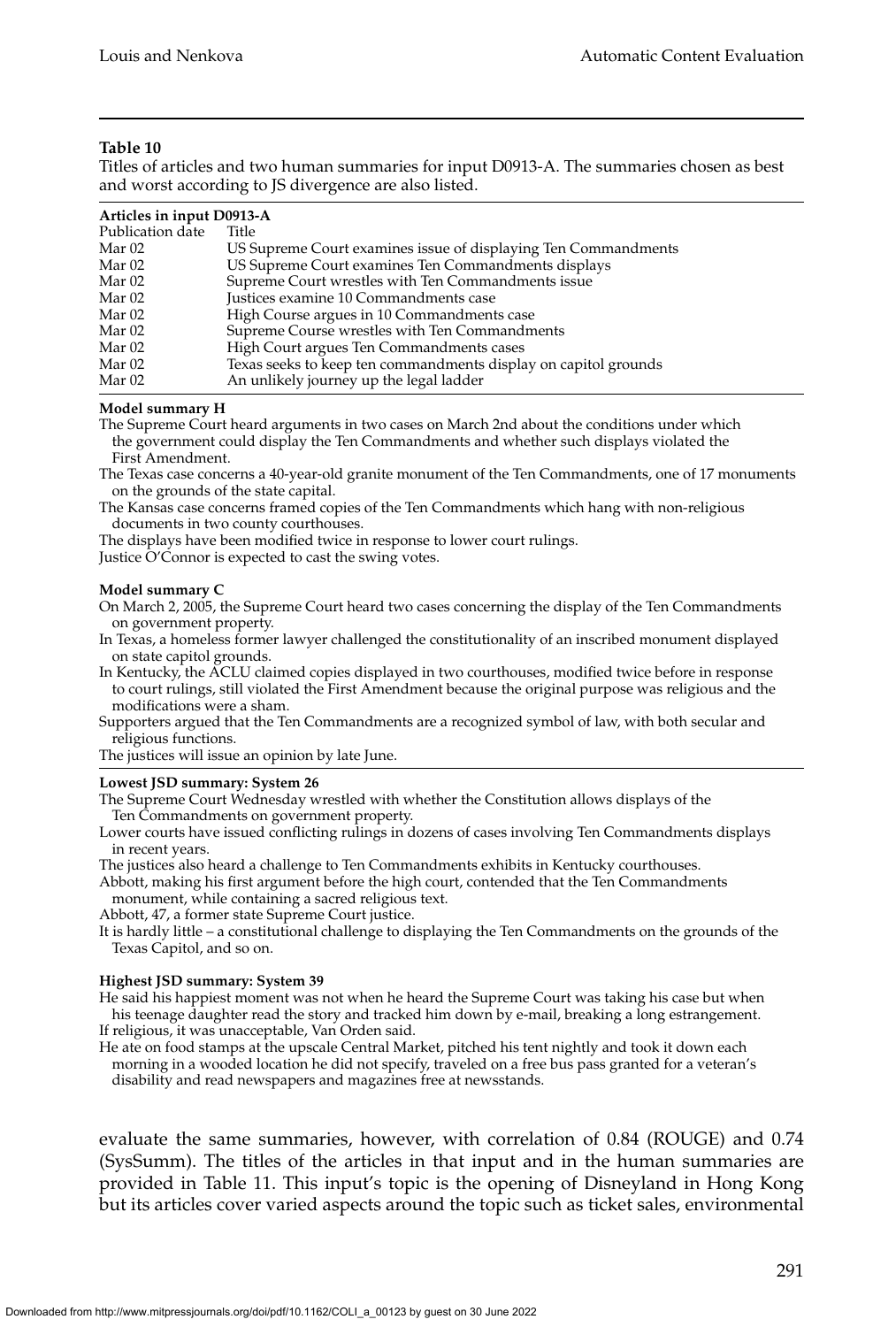**Table 10**

Titles of articles and two human summaries for input D0913-A. The summaries chosen as best and worst according to JS divergence are also listed.

**Articles in input D0913-A**

| Publication date | Title |
|---|---|
| Mar 02 | US Supreme Court examines issue of displaying Ten Commandments |
| Mar 02 | US Supreme Court examines Ten Commandments displays |
| Mar 02 | Supreme Court wrestles with Ten Commandments issue |
| Mar 02 | Justices examine 10 Commandments case |
| Mar 02 | High Course argues in 10 Commandments case |
| Mar 02 | Supreme Course wrestles with Ten Commandments |
| Mar 02 | High Court argues Ten Commandments cases |
| Mar 02 | Texas seeks to keep ten commandments display on capitol grounds |
| Mar 02 | An unlikely journey up the legal ladder |

**Model summary H**

The Supreme Court heard arguments in two cases on March 2nd about the conditions under which the government could display the Ten Commandments and whether such displays violated the First Amendment.

The Texas case concerns a 40-year-old granite monument of the Ten Commandments, one of 17 monuments on the grounds of the state capital.

The Kansas case concerns framed copies of the Ten Commandments which hang with non-religious documents in two county courthouses.

The displays have been modified twice in response to lower court rulings.

Justice O'Connor is expected to cast the swing votes.

**Model summary C**

On March 2, 2005, the Supreme Court heard two cases concerning the display of the Ten Commandments on government property.

In Texas, a homeless former lawyer challenged the constitutionality of an inscribed monument displayed on state capitol grounds.

In Kentucky, the ACLU claimed copies displayed in two courthouses, modified twice before in response to court rulings, still violated the First Amendment because the original purpose was religious and the modifications were a sham.

Supporters argued that the Ten Commandments are a recognized symbol of law, with both secular and religious functions.

The justices will issue an opinion by late June.

**Lowest JSD summary: System 26**

The Supreme Court Wednesday wrestled with whether the Constitution allows displays of the Ten Commandments on government property.

Lower courts have issued conflicting rulings in dozens of cases involving Ten Commandments displays in recent years.

The justices also heard a challenge to Ten Commandments exhibits in Kentucky courthouses.

Abbott, making his first argument before the high court, contended that the Ten Commandments monument, while containing a sacred religious text.

Abbott, 47, a former state Supreme Court justice.

It is hardly little – a constitutional challenge to displaying the Ten Commandments on the grounds of the Texas Capitol, and so on.

**Highest JSD summary: System 39**

He said his happiest moment was not when he heard the Supreme Court was taking his case but when his teenage daughter read the story and tracked him down by e-mail, breaking a long estrangement.

If religious, it was unacceptable, Van Orden said.

He ate on food stamps at the upscale Central Market, pitched his tent nightly and took it down each morning in a wooded location he did not specify, traveled on a free bus pass granted for a veteran's disability and read newspapers and magazines free at newsstands.

evaluate the same summaries, however, with correlation of 0.84 (ROUGE) and 0.74 (SysSumm). The titles of the articles in that input and in the human summaries are provided in Table 11. This input's topic is the opening of Disneyland in Hong Kong but its articles cover varied aspects around the topic such as ticket sales, environmental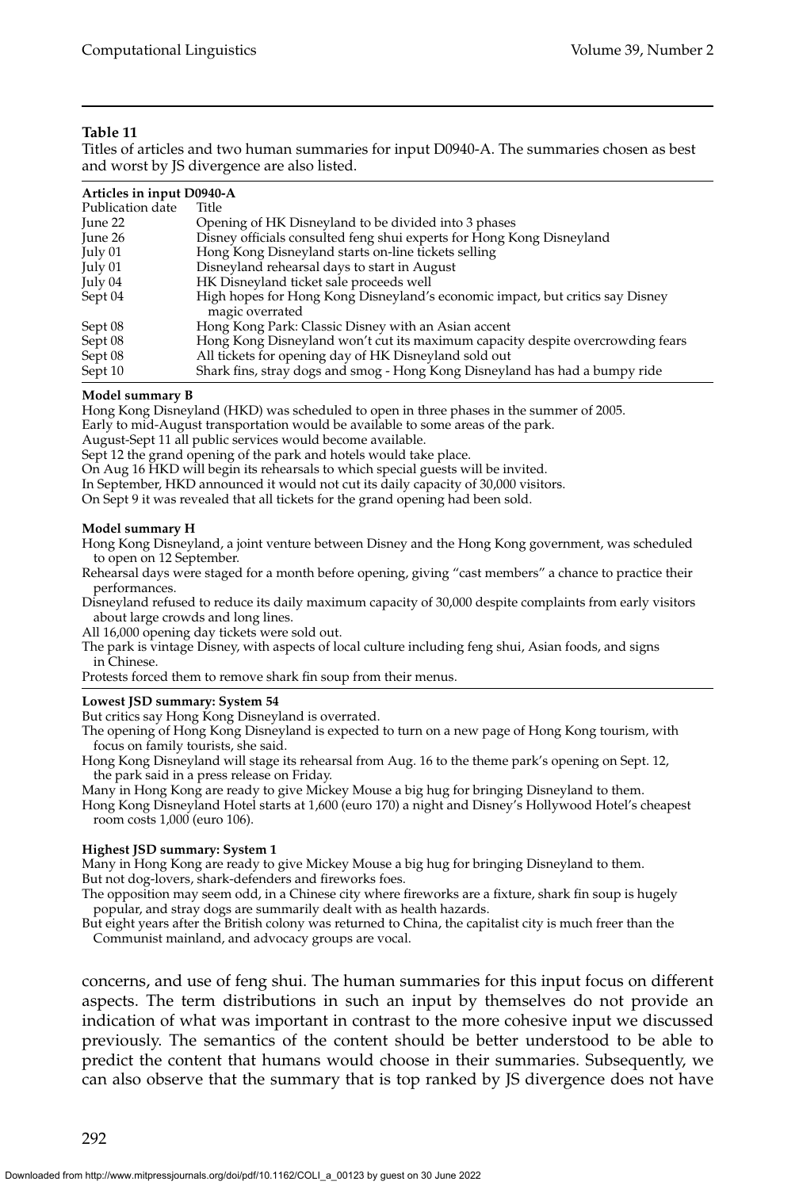**Table 11**

Titles of articles and two human summaries for input D0940-A. The summaries chosen as best and worst by JS divergence are also listed.

**Articles in input D0940-A**

| Publication date | Title |
|---|---|
| June 22 | Opening of HK Disneyland to be divided into 3 phases |
| June 26 | Disney officials consulted feng shui experts for Hong Kong Disneyland |
| July 01 | Hong Kong Disneyland starts on-line tickets selling |
| July 01 | Disneyland rehearsal days to start in August |
| July 04 | HK Disneyland ticket sale proceeds well |
| Sept 04 | High hopes for Hong Kong Disneyland's economic impact, but critics say Disney magic overrated |
| Sept 08 | Hong Kong Park: Classic Disney with an Asian accent |
| Sept 08 | Hong Kong Disneyland won't cut its maximum capacity despite overcrowding fears |
| Sept 08 | All tickets for opening day of HK Disneyland sold out |
| Sept 10 | Shark fins, stray dogs and smog - Hong Kong Disneyland has had a bumpy ride |

**Model summary B**

Hong Kong Disneyland (HKD) was scheduled to open in three phases in the summer of 2005.
Early to mid-August transportation would be available to some areas of the park.
August-Sept 11 all public services would become available.
Sept 12 the grand opening of the park and hotels would take place.
On Aug 16 HKD will begin its rehearsals to which special guests will be invited.
In September, HKD announced it would not cut its daily capacity of 30,000 visitors.
On Sept 9 it was revealed that all tickets for the grand opening had been sold.

**Model summary H**

Hong Kong Disneyland, a joint venture between Disney and the Hong Kong government, was scheduled to open on 12 September.
Rehearsal days were staged for a month before opening, giving "cast members" a chance to practice their performances.
Disneyland refused to reduce its daily maximum capacity of 30,000 despite complaints from early visitors about large crowds and long lines.
All 16,000 opening day tickets were sold out.
The park is vintage Disney, with aspects of local culture including feng shui, Asian foods, and signs in Chinese.
Protests forced them to remove shark fin soup from their menus.

**Lowest JSD summary: System 54**

But critics say Hong Kong Disneyland is overrated.
The opening of Hong Kong Disneyland is expected to turn on a new page of Hong Kong tourism, with focus on family tourists, she said.
Hong Kong Disneyland will stage its rehearsal from Aug. 16 to the theme park's opening on Sept. 12, the park said in a press release on Friday.
Many in Hong Kong are ready to give Mickey Mouse a big hug for bringing Disneyland to them.
Hong Kong Disneyland Hotel starts at 1,600 (euro 170) a night and Disney's Hollywood Hotel's cheapest room costs 1,000 (euro 106).

**Highest JSD summary: System 1**

Many in Hong Kong are ready to give Mickey Mouse a big hug for bringing Disneyland to them.
But not dog-lovers, shark-defenders and fireworks foes.
The opposition may seem odd, in a Chinese city where fireworks are a fixture, shark fin soup is hugely popular, and stray dogs are summarily dealt with as health hazards.
But eight years after the British colony was returned to China, the capitalist city is much freer than the Communist mainland, and advocacy groups are vocal.

concerns, and use of feng shui. The human summaries for this input focus on different aspects. The term distributions in such an input by themselves do not provide an indication of what was important in contrast to the more cohesive input we discussed previously. The semantics of the content should be better understood to be able to predict the content that humans would choose in their summaries. Subsequently, we can also observe that the summary that is top ranked by JS divergence does not have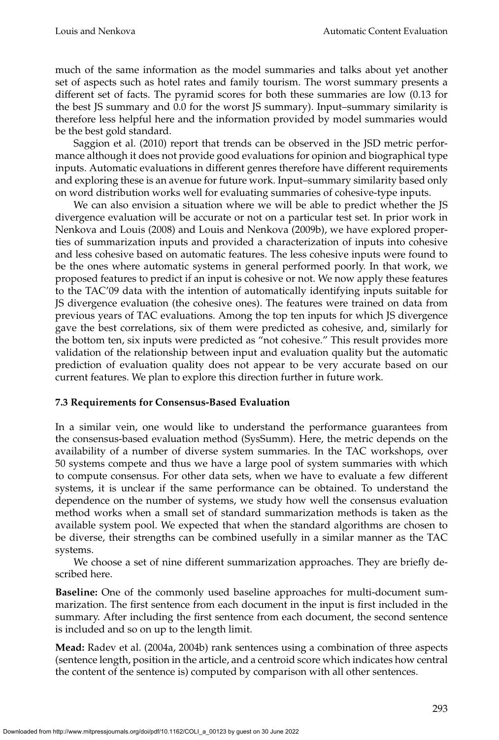much of the same information as the model summaries and talks about yet another set of aspects such as hotel rates and family tourism. The worst summary presents a different set of facts. The pyramid scores for both these summaries are low (0.13 for the best JS summary and 0.0 for the worst JS summary). Input–summary similarity is therefore less helpful here and the information provided by model summaries would be the best gold standard.

Saggion et al. (2010) report that trends can be observed in the JSD metric performance although it does not provide good evaluations for opinion and biographical type inputs. Automatic evaluations in different genres therefore have different requirements and exploring these is an avenue for future work. Input–summary similarity based only on word distribution works well for evaluating summaries of cohesive-type inputs.

We can also envision a situation where we will be able to predict whether the JS divergence evaluation will be accurate or not on a particular test set. In prior work in Nenkova and Louis (2008) and Louis and Nenkova (2009b), we have explored properties of summarization inputs and provided a characterization of inputs into cohesive and less cohesive based on automatic features. The less cohesive inputs were found to be the ones where automatic systems in general performed poorly. In that work, we proposed features to predict if an input is cohesive or not. We now apply these features to the TAC'09 data with the intention of automatically identifying inputs suitable for JS divergence evaluation (the cohesive ones). The features were trained on data from previous years of TAC evaluations. Among the top ten inputs for which JS divergence gave the best correlations, six of them were predicted as cohesive, and, similarly for the bottom ten, six inputs were predicted as "not cohesive." This result provides more validation of the relationship between input and evaluation quality but the automatic prediction of evaluation quality does not appear to be very accurate based on our current features. We plan to explore this direction further in future work.

### 7.3 Requirements for Consensus-Based Evaluation

In a similar vein, one would like to understand the performance guarantees from the consensus-based evaluation method (SysSumm). Here, the metric depends on the availability of a number of diverse system summaries. In the TAC workshops, over 50 systems compete and thus we have a large pool of system summaries with which to compute consensus. For other data sets, when we have to evaluate a few different systems, it is unclear if the same performance can be obtained. To understand the dependence on the number of systems, we study how well the consensus evaluation method works when a small set of standard summarization methods is taken as the available system pool. We expected that when the standard algorithms are chosen to be diverse, their strengths can be combined usefully in a similar manner as the TAC systems.

We choose a set of nine different summarization approaches. They are briefly described here.

**Baseline:** One of the commonly used baseline approaches for multi-document summarization. The first sentence from each document in the input is first included in the summary. After including the first sentence from each document, the second sentence is included and so on up to the length limit.

**Mead:** Radev et al. (2004a, 2004b) rank sentences using a combination of three aspects (sentence length, position in the article, and a centroid score which indicates how central the content of the sentence is) computed by comparison with all other sentences.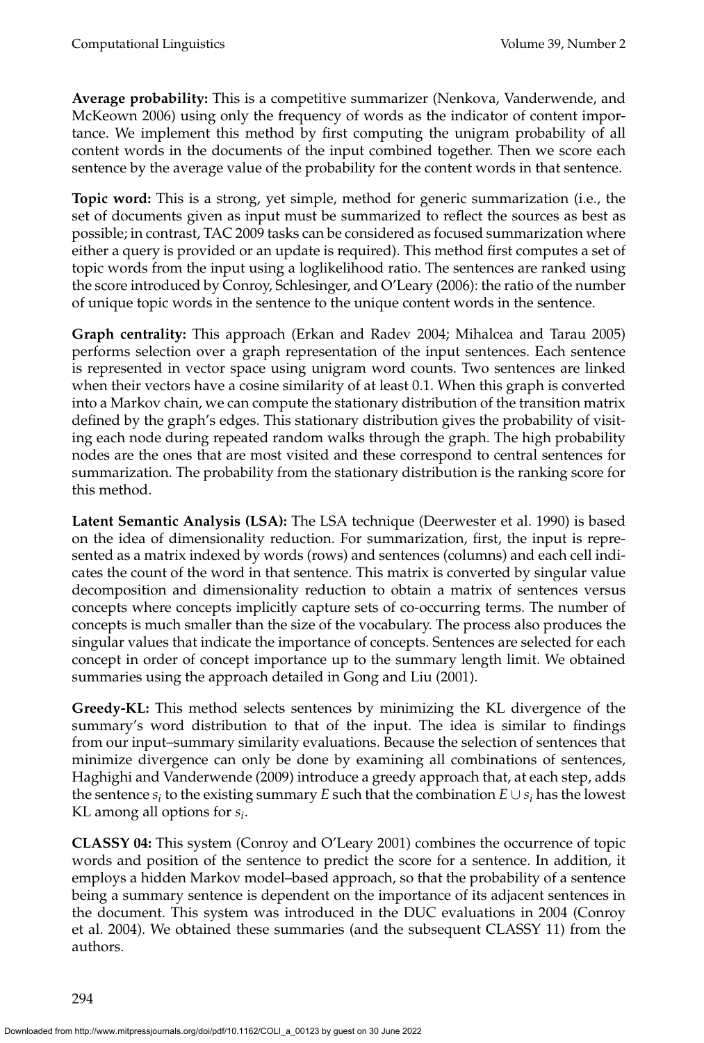**Average probability:** This is a competitive summarizer (Nenkova, Vanderwende, and McKeown 2006) using only the frequency of words as the indicator of content importance. We implement this method by first computing the unigram probability of all content words in the documents of the input combined together. Then we score each sentence by the average value of the probability for the content words in that sentence.

**Topic word:** This is a strong, yet simple, method for generic summarization (i.e., the set of documents given as input must be summarized to reflect the sources as best as possible; in contrast, TAC 2009 tasks can be considered as focused summarization where either a query is provided or an update is required). This method first computes a set of topic words from the input using a loglikelihood ratio. The sentences are ranked using the score introduced by Conroy, Schlesinger, and O'Leary (2006): the ratio of the number of unique topic words in the sentence to the unique content words in the sentence.

**Graph centrality:** This approach (Erkan and Radev 2004; Mihalcea and Tarau 2005) performs selection over a graph representation of the input sentences. Each sentence is represented in vector space using unigram word counts. Two sentences are linked when their vectors have a cosine similarity of at least 0.1. When this graph is converted into a Markov chain, we can compute the stationary distribution of the transition matrix defined by the graph's edges. This stationary distribution gives the probability of visiting each node during repeated random walks through the graph. The high probability nodes are the ones that are most visited and these correspond to central sentences for summarization. The probability from the stationary distribution is the ranking score for this method.

**Latent Semantic Analysis (LSA):** The LSA technique (Deerwester et al. 1990) is based on the idea of dimensionality reduction. For summarization, first, the input is represented as a matrix indexed by words (rows) and sentences (columns) and each cell indicates the count of the word in that sentence. This matrix is converted by singular value decomposition and dimensionality reduction to obtain a matrix of sentences versus concepts where concepts implicitly capture sets of co-occurring terms. The number of concepts is much smaller than the size of the vocabulary. The process also produces the singular values that indicate the importance of concepts. Sentences are selected for each concept in order of concept importance up to the summary length limit. We obtained summaries using the approach detailed in Gong and Liu (2001).

**Greedy-KL:** This method selects sentences by minimizing the KL divergence of the summary's word distribution to that of the input. The idea is similar to findings from our input–summary similarity evaluations. Because the selection of sentences that minimize divergence can only be done by examining all combinations of sentences, Haghighi and Vanderwende (2009) introduce a greedy approach that, at each step, adds the sentence $s_i$ to the existing summary $E$ such that the combination $E \cup s_i$ has the lowest KL among all options for $s_i$.

**CLASSY 04:** This system (Conroy and O'Leary 2001) combines the occurrence of topic words and position of the sentence to predict the score for a sentence. In addition, it employs a hidden Markov model–based approach, so that the probability of a sentence being a summary sentence is dependent on the importance of its adjacent sentences in the document. This system was introduced in the DUC evaluations in 2004 (Conroy et al. 2004). We obtained these summaries (and the subsequent CLASSY 11) from the authors.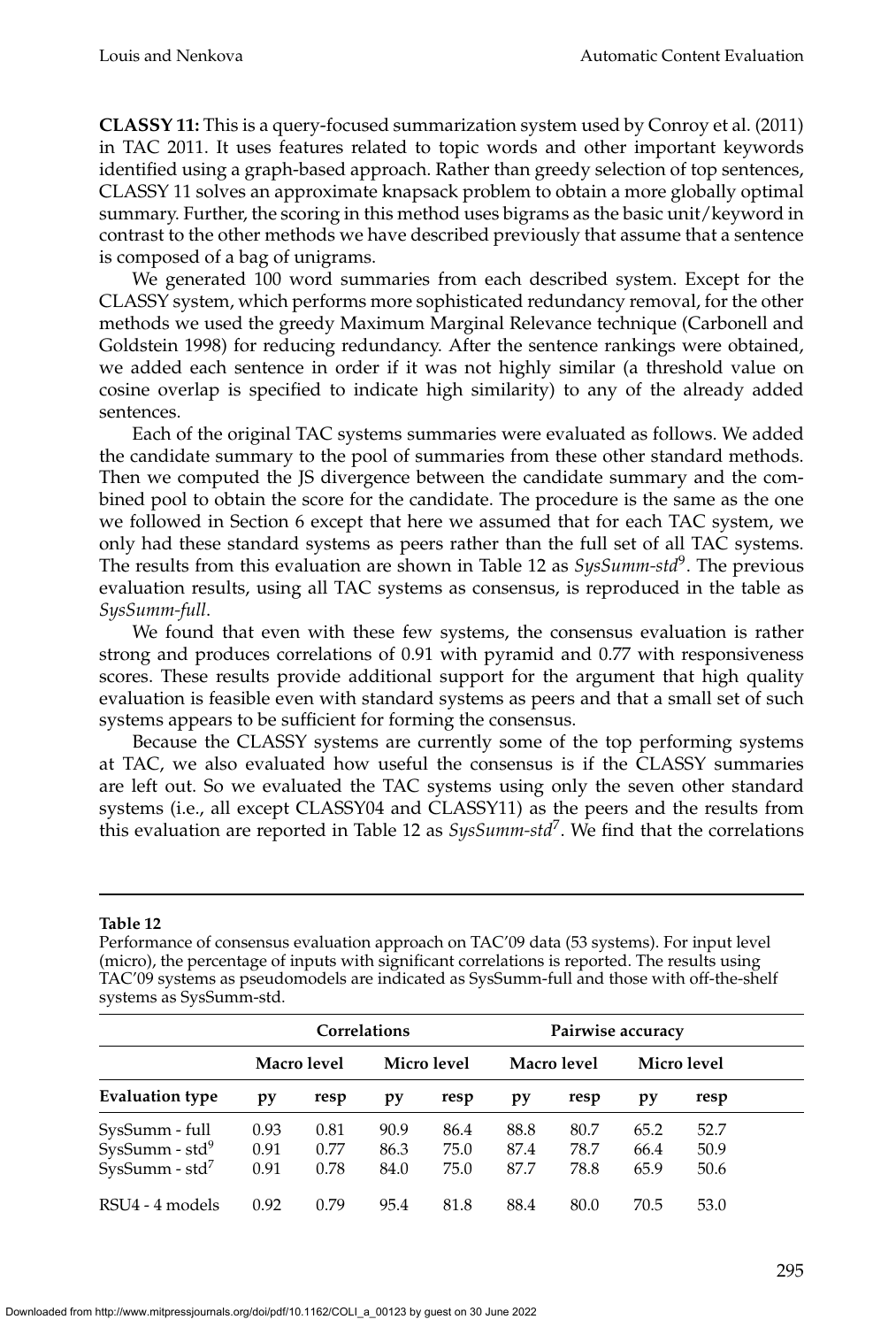**CLASSY 11:** This is a query-focused summarization system used by Conroy et al. (2011) in TAC 2011. It uses features related to topic words and other important keywords identified using a graph-based approach. Rather than greedy selection of top sentences, CLASSY 11 solves an approximate knapsack problem to obtain a more globally optimal summary. Further, the scoring in this method uses bigrams as the basic unit/keyword in contrast to the other methods we have described previously that assume that a sentence is composed of a bag of unigrams.

We generated 100 word summaries from each described system. Except for the CLASSY system, which performs more sophisticated redundancy removal, for the other methods we used the greedy Maximum Marginal Relevance technique (Carbonell and Goldstein 1998) for reducing redundancy. After the sentence rankings were obtained, we added each sentence in order if it was not highly similar (a threshold value on cosine overlap is specified to indicate high similarity) to any of the already added sentences.

Each of the original TAC systems summaries were evaluated as follows. We added the candidate summary to the pool of summaries from these other standard methods. Then we computed the JS divergence between the candidate summary and the combined pool to obtain the score for the candidate. The procedure is the same as the one we followed in Section 6 except that here we assumed that for each TAC system, we only had these standard systems as peers rather than the full set of all TAC systems. The results from this evaluation are shown in Table 12 as *SysSumm-std*$^9$. The previous evaluation results, using all TAC systems as consensus, is reproduced in the table as *SysSumm-full*.

We found that even with these few systems, the consensus evaluation is rather strong and produces correlations of 0.91 with pyramid and 0.77 with responsiveness scores. These results provide additional support for the argument that high quality evaluation is feasible even with standard systems as peers and that a small set of such systems appears to be sufficient for forming the consensus.

Because the CLASSY systems are currently some of the top performing systems at TAC, we also evaluated how useful the consensus is if the CLASSY summaries are left out. So we evaluated the TAC systems using only the seven other standard systems (i.e., all except CLASSY04 and CLASSY11) as the peers and the results from this evaluation are reported in Table 12 as *SysSumm-std*$^7$. We find that the correlations

**Table 12**
Performance of consensus evaluation approach on TAC'09 data (53 systems). For input level (micro), the percentage of inputs with significant correlations is reported. The results using TAC'09 systems as pseudomodels are indicated as SysSumm-full and those with off-the-shelf systems as SysSumm-std.

| | Correlations | | | | Pairwise accuracy | | | |
|---|---|---|---|---|---|---|---|---|
| | Macro level | | Micro level | | Macro level | | Micro level | |
| **Evaluation type** | **py** | **resp** | **py** | **resp** | **py** | **resp** | **py** | **resp** |
| SysSumm - full | 0.93 | 0.81 | 90.9 | 86.4 | 88.8 | 80.7 | 65.2 | 52.7 |
| SysSumm - std$^9$ | 0.91 | 0.77 | 86.3 | 75.0 | 87.4 | 78.7 | 66.4 | 50.9 |
| SysSumm - std$^7$ | 0.91 | 0.78 | 84.0 | 75.0 | 87.7 | 78.8 | 65.9 | 50.6 |
| RSU4 - 4 models | 0.92 | 0.79 | 95.4 | 81.8 | 88.4 | 80.0 | 70.5 | 53.0 |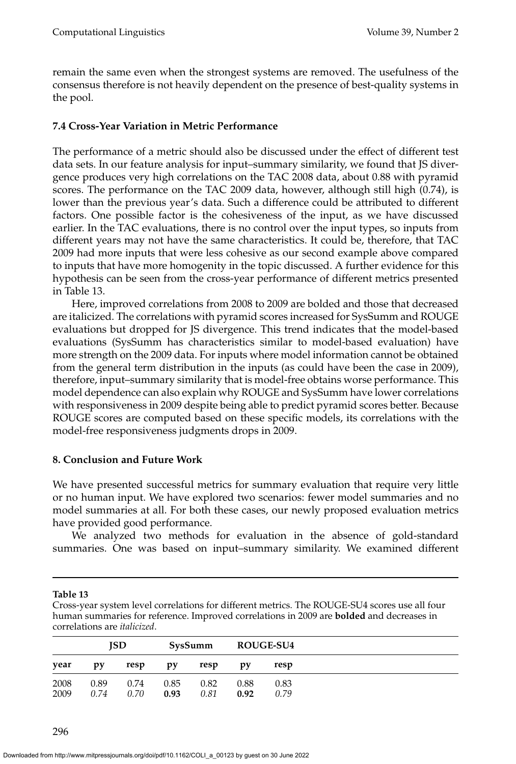remain the same even when the strongest systems are removed. The usefulness of the consensus therefore is not heavily dependent on the presence of best-quality systems in the pool.

### 7.4 Cross-Year Variation in Metric Performance

The performance of a metric should also be discussed under the effect of different test data sets. In our feature analysis for input–summary similarity, we found that JS divergence produces very high correlations on the TAC 2008 data, about 0.88 with pyramid scores. The performance on the TAC 2009 data, however, although still high (0.74), is lower than the previous year's data. Such a difference could be attributed to different factors. One possible factor is the cohesiveness of the input, as we have discussed earlier. In the TAC evaluations, there is no control over the input types, so inputs from different years may not have the same characteristics. It could be, therefore, that TAC 2009 had more inputs that were less cohesive as our second example above compared to inputs that have more homogenity in the topic discussed. A further evidence for this hypothesis can be seen from the cross-year performance of different metrics presented in Table 13.

Here, improved correlations from 2008 to 2009 are bolded and those that decreased are italicized. The correlations with pyramid scores increased for SysSumm and ROUGE evaluations but dropped for JS divergence. This trend indicates that the model-based evaluations (SysSumm has characteristics similar to model-based evaluation) have more strength on the 2009 data. For inputs where model information cannot be obtained from the general term distribution in the inputs (as could have been the case in 2009), therefore, input–summary similarity that is model-free obtains worse performance. This model dependence can also explain why ROUGE and SysSumm have lower correlations with responsiveness in 2009 despite being able to predict pyramid scores better. Because ROUGE scores are computed based on these specific models, its correlations with the model-free responsiveness judgments drops in 2009.

## 8. Conclusion and Future Work

We have presented successful metrics for summary evaluation that require very little or no human input. We have explored two scenarios: fewer model summaries and no model summaries at all. For both these cases, our newly proposed evaluation metrics have provided good performance.

We analyzed two methods for evaluation in the absence of gold-standard summaries. One was based on input–summary similarity. We examined different

**Table 13**

Cross-year system level correlations for different metrics. The ROUGE-SU4 scores use all four human summaries for reference. Improved correlations in 2009 are **bolded** and decreases in correlations are *italicized*.

| | JSD | | SysSumm | | ROUGE-SU4 | |
|---|---|---|---|---|---|---|
| year | py | resp | py | resp | py | resp |
| 2008 | 0.89 | 0.74 | 0.85 | 0.82 | 0.88 | 0.83 |
| 2009 | *0.74* | *0.70* | **0.93** | *0.81* | **0.92** | *0.79* |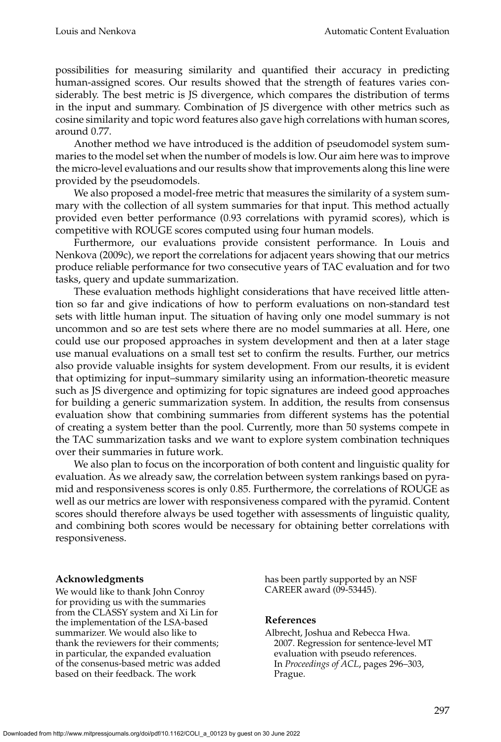possibilities for measuring similarity and quantified their accuracy in predicting human-assigned scores. Our results showed that the strength of features varies considerably. The best metric is JS divergence, which compares the distribution of terms in the input and summary. Combination of JS divergence with other metrics such as cosine similarity and topic word features also gave high correlations with human scores, around 0.77.

Another method we have introduced is the addition of pseudomodel system summaries to the model set when the number of models is low. Our aim here was to improve the micro-level evaluations and our results show that improvements along this line were provided by the pseudomodels.

We also proposed a model-free metric that measures the similarity of a system summary with the collection of all system summaries for that input. This method actually provided even better performance (0.93 correlations with pyramid scores), which is competitive with ROUGE scores computed using four human models.

Furthermore, our evaluations provide consistent performance. In Louis and Nenkova (2009c), we report the correlations for adjacent years showing that our metrics produce reliable performance for two consecutive years of TAC evaluation and for two tasks, query and update summarization.

These evaluation methods highlight considerations that have received little attention so far and give indications of how to perform evaluations on non-standard test sets with little human input. The situation of having only one model summary is not uncommon and so are test sets where there are no model summaries at all. Here, one could use our proposed approaches in system development and then at a later stage use manual evaluations on a small test set to confirm the results. Further, our metrics also provide valuable insights for system development. From our results, it is evident that optimizing for input–summary similarity using an information-theoretic measure such as JS divergence and optimizing for topic signatures are indeed good approaches for building a generic summarization system. In addition, the results from consensus evaluation show that combining summaries from different systems has the potential of creating a system better than the pool. Currently, more than 50 systems compete in the TAC summarization tasks and we want to explore system combination techniques over their summaries in future work.

We also plan to focus on the incorporation of both content and linguistic quality for evaluation. As we already saw, the correlation between system rankings based on pyramid and responsiveness scores is only 0.85. Furthermore, the correlations of ROUGE as well as our metrics are lower with responsiveness compared with the pyramid. Content scores should therefore always be used together with assessments of linguistic quality, and combining both scores would be necessary for obtaining better correlations with responsiveness.

**Acknowledgments**

We would like to thank John Conroy for providing us with the summaries from the CLASSY system and Xi Lin for the implementation of the LSA-based summarizer. We would also like to thank the reviewers for their comments; in particular, the expanded evaluation of the consenus-based metric was added based on their feedback. The work has been partly supported by an NSF CAREER award (09-53445).

## References

Albrecht, Joshua and Rebecca Hwa. 2007. Regression for sentence-level MT evaluation with pseudo references. In *Proceedings of ACL*, pages 296–303, Prague.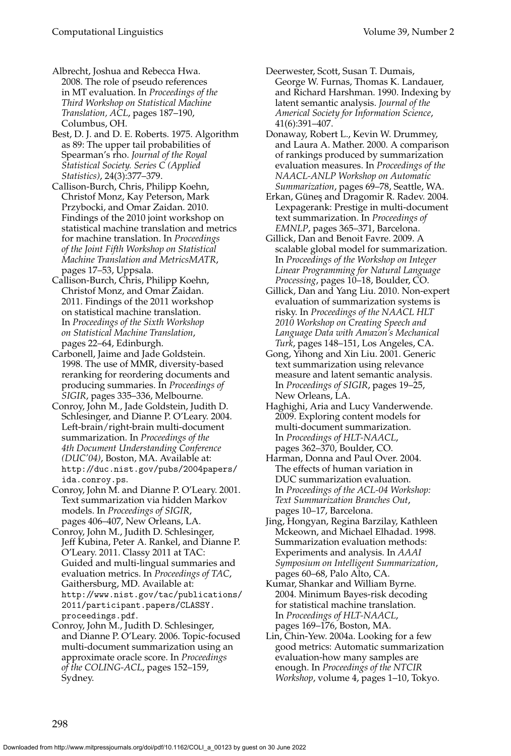Albrecht, Joshua and Rebecca Hwa. 2008. The role of pseudo references in MT evaluation. In *Proceedings of the Third Workshop on Statistical Machine Translation, ACL*, pages 187–190, Columbus, OH.

Best, D. J. and D. E. Roberts. 1975. Algorithm as 89: The upper tail probabilities of Spearman's rho. *Journal of the Royal Statistical Society. Series C (Applied Statistics)*, 24(3):377–379.

Callison-Burch, Chris, Philipp Koehn, Christof Monz, Kay Peterson, Mark Przybocki, and Omar Zaidan. 2010. Findings of the 2010 joint workshop on statistical machine translation and metrics for machine translation. In *Proceedings of the Joint Fifth Workshop on Statistical Machine Translation and MetricsMATR*, pages 17–53, Uppsala.

Callison-Burch, Chris, Philipp Koehn, Christof Monz, and Omar Zaidan. 2011. Findings of the 2011 workshop on statistical machine translation. In *Proceedings of the Sixth Workshop on Statistical Machine Translation*, pages 22–64, Edinburgh.

Carbonell, Jaime and Jade Goldstein. 1998. The use of MMR, diversity-based reranking for reordering documents and producing summaries. In *Proceedings of SIGIR*, pages 335–336, Melbourne.

Conroy, John M., Jade Goldstein, Judith D. Schlesinger, and Dianne P. O'Leary. 2004. Left-brain/right-brain multi-document summarization. In *Proceedings of the 4th Document Understanding Conference (DUC'04)*, Boston, MA. Available at: http://duc.nist.gov/pubs/2004papers/ida.conroy.ps.

Conroy, John M. and Dianne P. O'Leary. 2001. Text summarization via hidden Markov models. In *Proceedings of SIGIR*, pages 406–407, New Orleans, LA.

Conroy, John M., Judith D. Schlesinger, Jeff Kubina, Peter A. Rankel, and Dianne P. O'Leary. 2011. Classy 2011 at TAC: Guided and multi-lingual summaries and evaluation metrics. In *Proceedings of TAC*, Gaithersburg, MD. Available at: http://www.nist.gov/tac/publications/2011/participant.papers/CLASSY.proceedings.pdf.

Conroy, John M., Judith D. Schlesinger, and Dianne P. O'Leary. 2006. Topic-focused multi-document summarization using an approximate oracle score. In *Proceedings of the COLING-ACL*, pages 152–159, Sydney.

Deerwester, Scott, Susan T. Dumais, George W. Furnas, Thomas K. Landauer, and Richard Harshman. 1990. Indexing by latent semantic analysis. *Journal of the Americal Society for Information Science*, 41(6):391–407.

Donaway, Robert L., Kevin W. Drummey, and Laura A. Mather. 2000. A comparison of rankings produced by summarization evaluation measures. In *Proceedings of the NAACL-ANLP Workshop on Automatic Summarization*, pages 69–78, Seattle, WA.

Erkan, Güneş and Dragomir R. Radev. 2004. Lexpagerank: Prestige in multi-document text summarization. In *Proceedings of EMNLP*, pages 365–371, Barcelona.

Gillick, Dan and Benoit Favre. 2009. A scalable global model for summarization. In *Proceedings of the Workshop on Integer Linear Programming for Natural Language Processing*, pages 10–18, Boulder, CO.

Gillick, Dan and Yang Liu. 2010. Non-expert evaluation of summarization systems is risky. In *Proceedings of the NAACL HLT 2010 Workshop on Creating Speech and Language Data with Amazon's Mechanical Turk*, pages 148–151, Los Angeles, CA.

Gong, Yihong and Xin Liu. 2001. Generic text summarization using relevance measure and latent semantic analysis. In *Proceedings of SIGIR*, pages 19–25, New Orleans, LA.

Haghighi, Aria and Lucy Vanderwende. 2009. Exploring content models for multi-document summarization. In *Proceedings of HLT-NAACL*, pages 362–370, Boulder, CO.

Harman, Donna and Paul Over. 2004. The effects of human variation in DUC summarization evaluation. In *Proceedings of the ACL-04 Workshop: Text Summarization Branches Out*, pages 10–17, Barcelona.

Jing, Hongyan, Regina Barzilay, Kathleen Mckeown, and Michael Elhadad. 1998. Summarization evaluation methods: Experiments and analysis. In *AAAI Symposium on Intelligent Summarization*, pages 60–68, Palo Alto, CA.

Kumar, Shankar and William Byrne. 2004. Minimum Bayes-risk decoding for statistical machine translation. In *Proceedings of HLT-NAACL*, pages 169–176, Boston, MA.

Lin, Chin-Yew. 2004a. Looking for a few good metrics: Automatic summarization evaluation-how many samples are enough. In *Proceedings of the NTCIR Workshop*, volume 4, pages 1–10, Tokyo.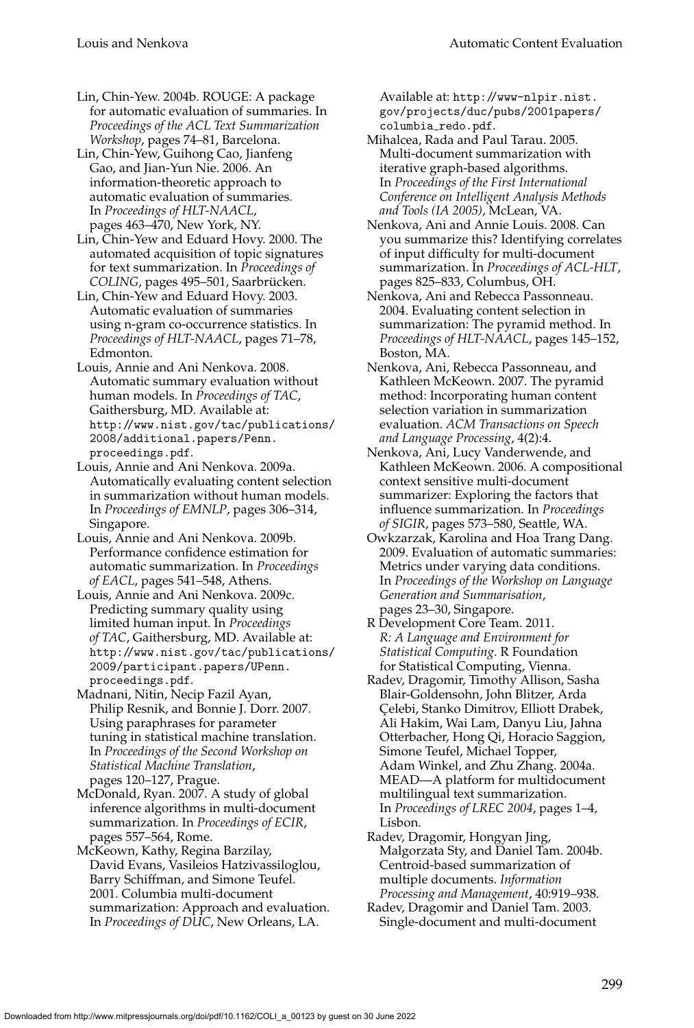Lin, Chin-Yew. 2004b. ROUGE: A package for automatic evaluation of summaries. In *Proceedings of the ACL Text Summarization Workshop*, pages 74–81, Barcelona.

Lin, Chin-Yew, Guihong Cao, Jianfeng Gao, and Jian-Yun Nie. 2006. An information-theoretic approach to automatic evaluation of summaries. In *Proceedings of HLT-NAACL*, pages 463–470, New York, NY.

Lin, Chin-Yew and Eduard Hovy. 2000. The automated acquisition of topic signatures for text summarization. In *Proceedings of COLING*, pages 495–501, Saarbrücken.

Lin, Chin-Yew and Eduard Hovy. 2003. Automatic evaluation of summaries using n-gram co-occurrence statistics. In *Proceedings of HLT-NAACL*, pages 71–78, Edmonton.

Louis, Annie and Ani Nenkova. 2008. Automatic summary evaluation without human models. In *Proceedings of TAC*, Gaithersburg, MD. Available at: http://www.nist.gov/tac/publications/2008/additional.papers/Penn.proceedings.pdf.

Louis, Annie and Ani Nenkova. 2009a. Automatically evaluating content selection in summarization without human models. In *Proceedings of EMNLP*, pages 306–314, Singapore.

Louis, Annie and Ani Nenkova. 2009b. Performance confidence estimation for automatic summarization. In *Proceedings of EACL*, pages 541–548, Athens.

Louis, Annie and Ani Nenkova. 2009c. Predicting summary quality using limited human input. In *Proceedings of TAC*, Gaithersburg, MD. Available at: http://www.nist.gov/tac/publications/2009/participant.papers/UPenn.proceedings.pdf.

Madnani, Nitin, Necip Fazil Ayan, Philip Resnik, and Bonnie J. Dorr. 2007. Using paraphrases for parameter tuning in statistical machine translation. In *Proceedings of the Second Workshop on Statistical Machine Translation*, pages 120–127, Prague.

McDonald, Ryan. 2007. A study of global inference algorithms in multi-document summarization. In *Proceedings of ECIR*, pages 557–564, Rome.

McKeown, Kathy, Regina Barzilay, David Evans, Vasileios Hatzivassiloglou, Barry Schiffman, and Simone Teufel. 2001. Columbia multi-document summarization: Approach and evaluation. In *Proceedings of DUC*, New Orleans, LA. Available at: http://www-nlpir.nist.gov/projects/duc/pubs/2001papers/columbia_redo.pdf.

Mihalcea, Rada and Paul Tarau. 2005. Multi-document summarization with iterative graph-based algorithms. In *Proceedings of the First International Conference on Intelligent Analysis Methods and Tools (IA 2005)*, McLean, VA.

Nenkova, Ani and Annie Louis. 2008. Can you summarize this? Identifying correlates of input difficulty for multi-document summarization. In *Proceedings of ACL-HLT*, pages 825–833, Columbus, OH.

Nenkova, Ani and Rebecca Passonneau. 2004. Evaluating content selection in summarization: The pyramid method. In *Proceedings of HLT-NAACL*, pages 145–152, Boston, MA.

Nenkova, Ani, Rebecca Passonneau, and Kathleen McKeown. 2007. The pyramid method: Incorporating human content selection variation in summarization evaluation. *ACM Transactions on Speech and Language Processing*, 4(2):4.

Nenkova, Ani, Lucy Vanderwende, and Kathleen McKeown. 2006. A compositional context sensitive multi-document summarizer: Exploring the factors that influence summarization. In *Proceedings of SIGIR*, pages 573–580, Seattle, WA.

Owkzarzak, Karolina and Hoa Trang Dang. 2009. Evaluation of automatic summaries: Metrics under varying data conditions. In *Proceedings of the Workshop on Language Generation and Summarisation*, pages 23–30, Singapore.

R Development Core Team. 2011. *R: A Language and Environment for Statistical Computing*. R Foundation for Statistical Computing, Vienna.

Radev, Dragomir, Timothy Allison, Sasha Blair-Goldensohn, John Blitzer, Arda Çelebi, Stanko Dimitrov, Elliott Drabek, Ali Hakim, Wai Lam, Danyu Liu, Jahna Otterbacher, Hong Qi, Horacio Saggion, Simone Teufel, Michael Topper, Adam Winkel, and Zhu Zhang. 2004a. MEAD—A platform for multidocument multilingual text summarization. In *Proceedings of LREC 2004*, pages 1–4, Lisbon.

Radev, Dragomir, Hongyan Jing, Malgorzata Sty, and Daniel Tam. 2004b. Centroid-based summarization of multiple documents. *Information Processing and Management*, 40:919–938.

Radev, Dragomir and Daniel Tam. 2003. Single-document and multi-document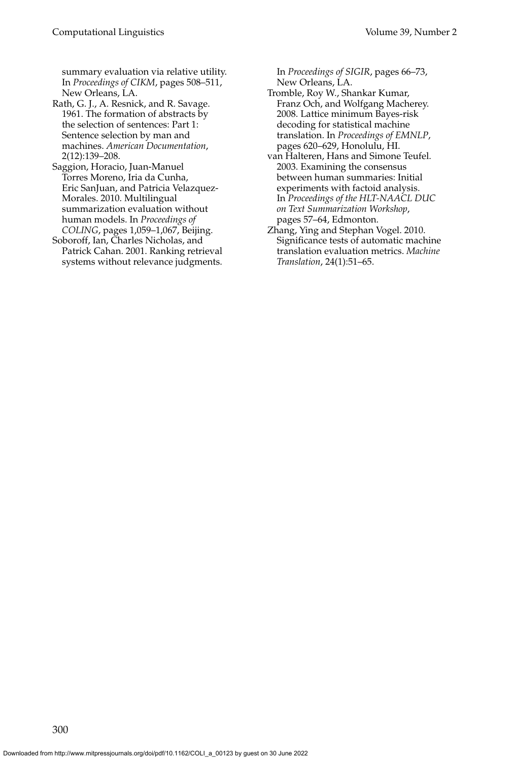summary evaluation via relative utility. In *Proceedings of CIKM*, pages 508–511, New Orleans, LA.

Rath, G. J., A. Resnick, and R. Savage. 1961. The formation of abstracts by the selection of sentences: Part 1: Sentence selection by man and machines. *American Documentation*, 2(12):139–208.

Saggion, Horacio, Juan-Manuel Torres Moreno, Iria da Cunha, Eric SanJuan, and Patricia Velazquez-Morales. 2010. Multilingual summarization evaluation without human models. In *Proceedings of COLING*, pages 1,059–1,067, Beijing.

Soboroff, Ian, Charles Nicholas, and Patrick Cahan. 2001. Ranking retrieval systems without relevance judgments. In *Proceedings of SIGIR*, pages 66–73, New Orleans, LA.

Tromble, Roy W., Shankar Kumar, Franz Och, and Wolfgang Macherey. 2008. Lattice minimum Bayes-risk decoding for statistical machine translation. In *Proceedings of EMNLP*, pages 620–629, Honolulu, HI.

van Halteren, Hans and Simone Teufel. 2003. Examining the consensus between human summaries: Initial experiments with factoid analysis. In *Proceedings of the HLT-NAACL DUC on Text Summarization Workshop*, pages 57–64, Edmonton.

Zhang, Ying and Stephan Vogel. 2010. Significance tests of automatic machine translation evaluation metrics. *Machine Translation*, 24(1):51–65.